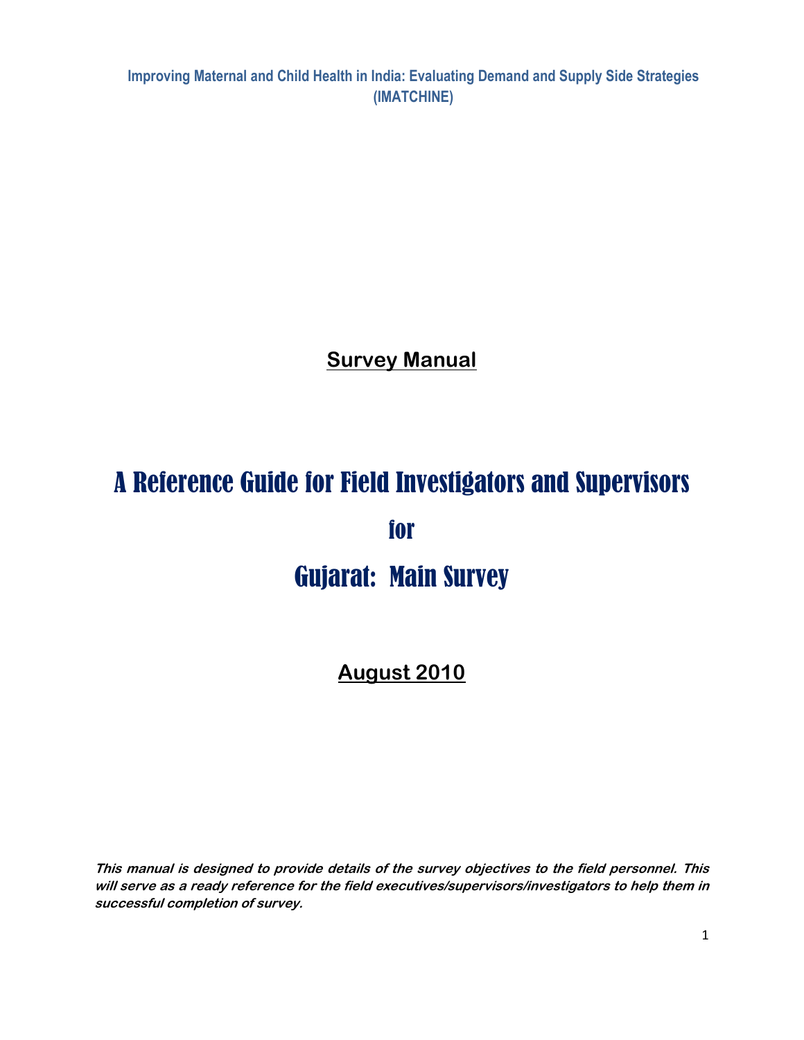**Improving Maternal and Child Health in India: Evaluating Demand and Supply Side Strategies (IMATCHINE)**

## Survey Manual

# A Reference Guide for Field Investigators and Supervisors

# for

# Gujarat: Main Survey

## August 2010

***This manual is designed to provide details of the survey objectives to the field personnel. This will serve as a ready reference for the field executives/supervisors/investigators to help them in successful completion of survey.***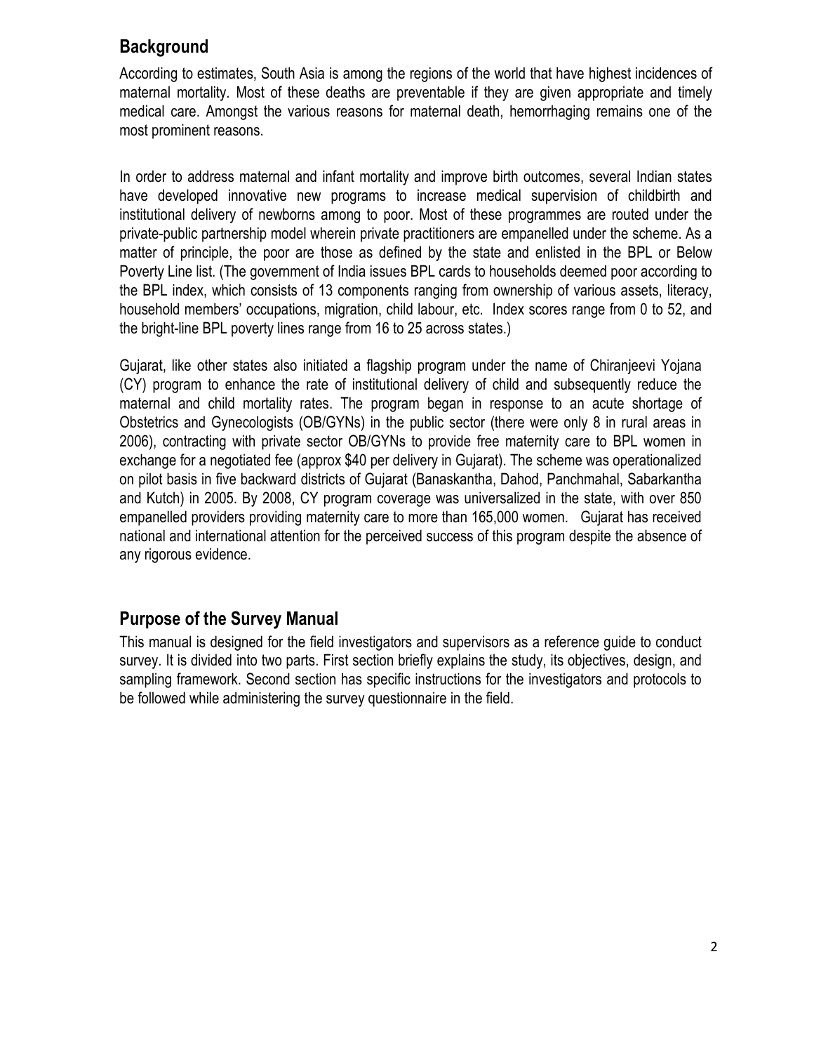## Background

According to estimates, South Asia is among the regions of the world that have highest incidences of maternal mortality. Most of these deaths are preventable if they are given appropriate and timely medical care. Amongst the various reasons for maternal death, hemorrhaging remains one of the most prominent reasons.

In order to address maternal and infant mortality and improve birth outcomes, several Indian states have developed innovative new programs to increase medical supervision of childbirth and institutional delivery of newborns among to poor. Most of these programmes are routed under the private-public partnership model wherein private practitioners are empanelled under the scheme. As a matter of principle, the poor are those as defined by the state and enlisted in the BPL or Below Poverty Line list. (The government of India issues BPL cards to households deemed poor according to the BPL index, which consists of 13 components ranging from ownership of various assets, literacy, household members' occupations, migration, child labour, etc. Index scores range from 0 to 52, and the bright-line BPL poverty lines range from 16 to 25 across states.)

Gujarat, like other states also initiated a flagship program under the name of Chiranjeevi Yojana (CY) program to enhance the rate of institutional delivery of child and subsequently reduce the maternal and child mortality rates. The program began in response to an acute shortage of Obstetrics and Gynecologists (OB/GYNs) in the public sector (there were only 8 in rural areas in 2006), contracting with private sector OB/GYNs to provide free maternity care to BPL women in exchange for a negotiated fee (approx $40 per delivery in Gujarat). The scheme was operationalized on pilot basis in five backward districts of Gujarat (Banaskantha, Dahod, Panchmahal, Sabarkantha and Kutch) in 2005. By 2008, CY program coverage was universalized in the state, with over 850 empanelled providers providing maternity care to more than 165,000 women. Gujarat has received national and international attention for the perceived success of this program despite the absence of any rigorous evidence.

## Purpose of the Survey Manual

This manual is designed for the field investigators and supervisors as a reference guide to conduct survey. It is divided into two parts. First section briefly explains the study, its objectives, design, and sampling framework. Second section has specific instructions for the investigators and protocols to be followed while administering the survey questionnaire in the field.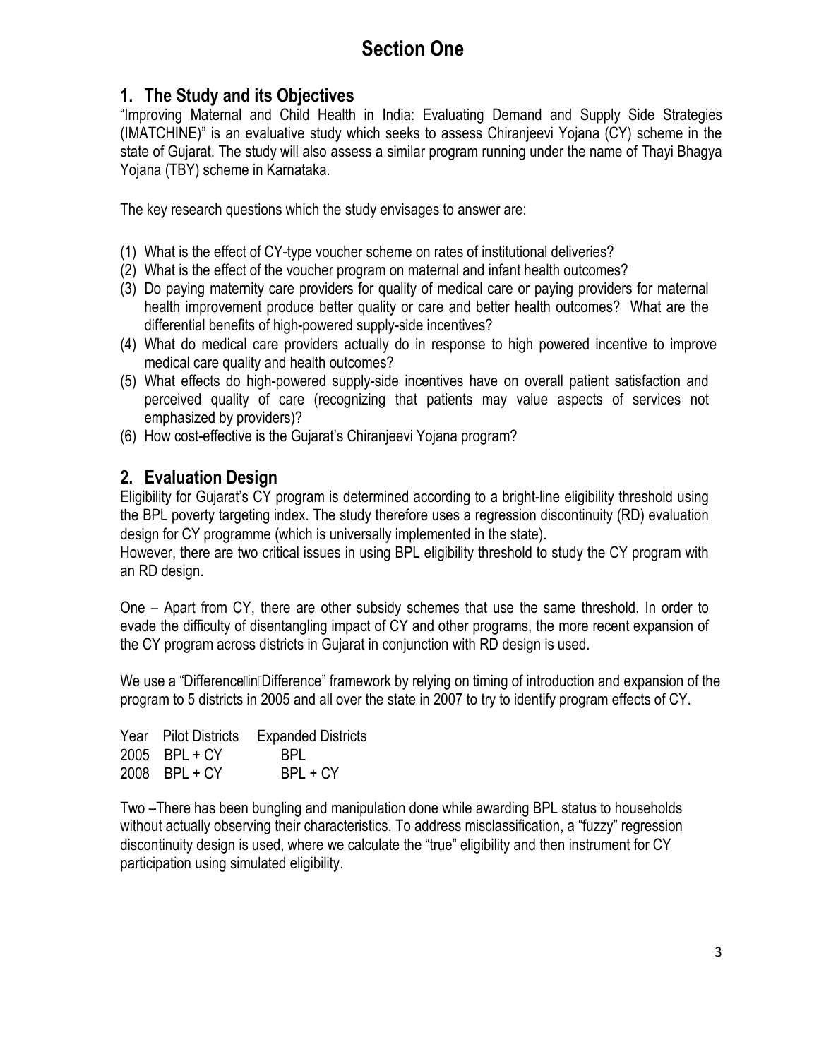# Section One

## 1. The Study and its Objectives

"Improving Maternal and Child Health in India: Evaluating Demand and Supply Side Strategies (IMATCHINE)" is an evaluative study which seeks to assess Chiranjeevi Yojana (CY) scheme in the state of Gujarat. The study will also assess a similar program running under the name of Thayi Bhagya Yojana (TBY) scheme in Karnataka.

The key research questions which the study envisages to answer are:

(1) What is the effect of CY-type voucher scheme on rates of institutional deliveries?
(2) What is the effect of the voucher program on maternal and infant health outcomes?
(3) Do paying maternity care providers for quality of medical care or paying providers for maternal health improvement produce better quality or care and better health outcomes? What are the differential benefits of high-powered supply-side incentives?
(4) What do medical care providers actually do in response to high powered incentive to improve medical care quality and health outcomes?
(5) What effects do high-powered supply-side incentives have on overall patient satisfaction and perceived quality of care (recognizing that patients may value aspects of services not emphasized by providers)?
(6) How cost-effective is the Gujarat's Chiranjeevi Yojana program?

## 2. Evaluation Design

Eligibility for Gujarat's CY program is determined according to a bright-line eligibility threshold using the BPL poverty targeting index. The study therefore uses a regression discontinuity (RD) evaluation design for CY programme (which is universally implemented in the state).
However, there are two critical issues in using BPL eligibility threshold to study the CY program with an RD design.

One – Apart from CY, there are other subsidy schemes that use the same threshold. In order to evade the difficulty of disentangling impact of CY and other programs, the more recent expansion of the CY program across districts in Gujarat in conjunction with RD design is used.

We use a "Difference-in-Difference" framework by relying on timing of introduction and expansion of the program to 5 districts in 2005 and all over the state in 2007 to try to identify program effects of CY.

| Year | Pilot Districts | Expanded Districts |
|---|---|---|
| 2005 | BPL + CY | BPL |
| 2008 | BPL + CY | BPL + CY |

Two –There has been bungling and manipulation done while awarding BPL status to households without actually observing their characteristics. To address misclassification, a "fuzzy" regression discontinuity design is used, where we calculate the "true" eligibility and then instrument for CY participation using simulated eligibility.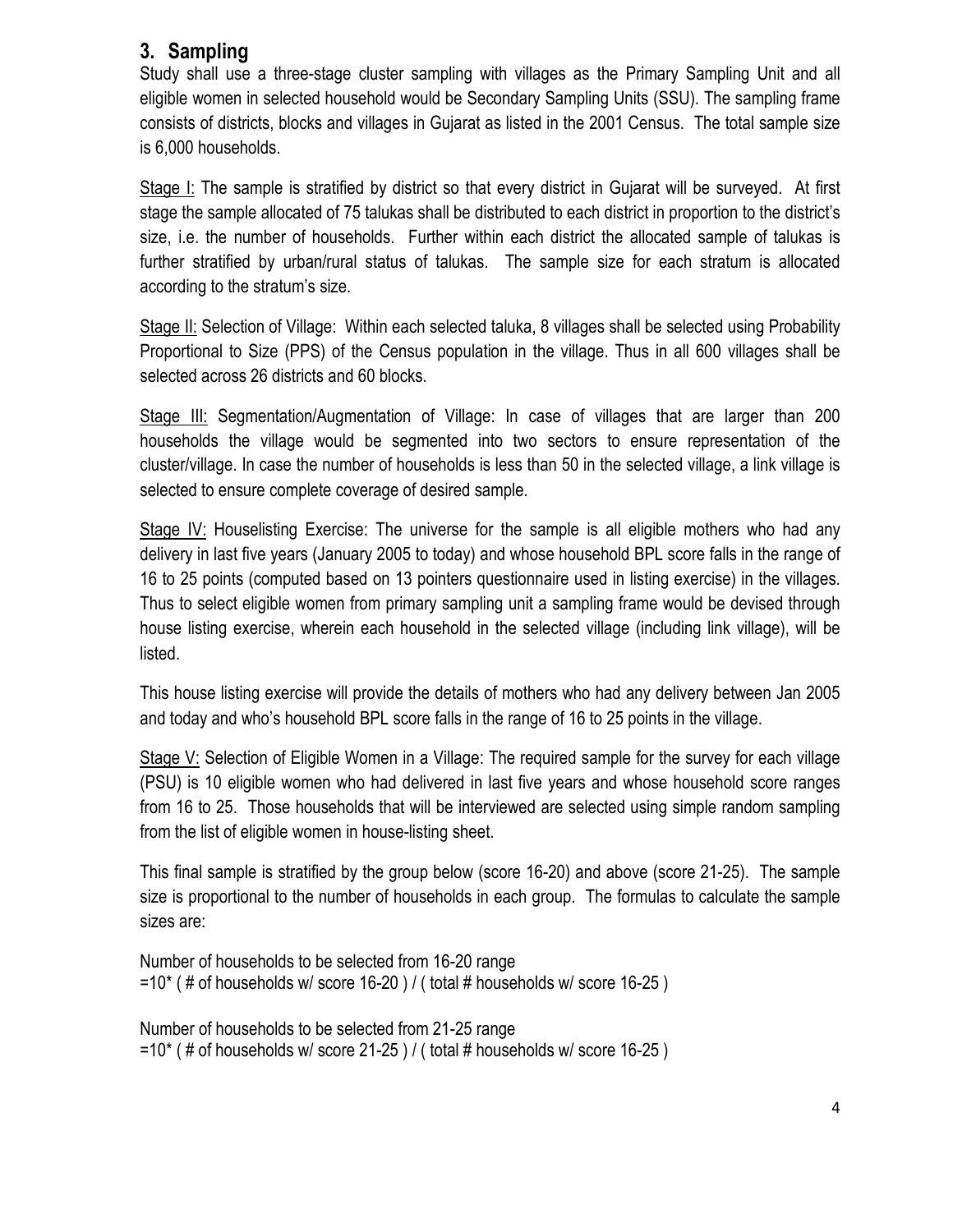## 3. Sampling

Study shall use a three-stage cluster sampling with villages as the Primary Sampling Unit and all eligible women in selected household would be Secondary Sampling Units (SSU). The sampling frame consists of districts, blocks and villages in Gujarat as listed in the 2001 Census. The total sample size is 6,000 households.

Stage I: The sample is stratified by district so that every district in Gujarat will be surveyed. At first stage the sample allocated of 75 talukas shall be distributed to each district in proportion to the district's size, i.e. the number of households. Further within each district the allocated sample of talukas is further stratified by urban/rural status of talukas. The sample size for each stratum is allocated according to the stratum's size.

Stage II: Selection of Village: Within each selected taluka, 8 villages shall be selected using Probability Proportional to Size (PPS) of the Census population in the village. Thus in all 600 villages shall be selected across 26 districts and 60 blocks.

Stage III: Segmentation/Augmentation of Village: In case of villages that are larger than 200 households the village would be segmented into two sectors to ensure representation of the cluster/village. In case the number of households is less than 50 in the selected village, a link village is selected to ensure complete coverage of desired sample.

Stage IV: Houselisting Exercise: The universe for the sample is all eligible mothers who had any delivery in last five years (January 2005 to today) and whose household BPL score falls in the range of 16 to 25 points (computed based on 13 pointers questionnaire used in listing exercise) in the villages. Thus to select eligible women from primary sampling unit a sampling frame would be devised through house listing exercise, wherein each household in the selected village (including link village), will be listed.

This house listing exercise will provide the details of mothers who had any delivery between Jan 2005 and today and who's household BPL score falls in the range of 16 to 25 points in the village.

Stage V: Selection of Eligible Women in a Village: The required sample for the survey for each village (PSU) is 10 eligible women who had delivered in last five years and whose household score ranges from 16 to 25. Those households that will be interviewed are selected using simple random sampling from the list of eligible women in house-listing sheet.

This final sample is stratified by the group below (score 16-20) and above (score 21-25). The sample size is proportional to the number of households in each group. The formulas to calculate the sample sizes are:

Number of households to be selected from 16-20 range
=10* ( # of households w/ score 16-20 ) / ( total # households w/ score 16-25 )

Number of households to be selected from 21-25 range
=10* ( # of households w/ score 21-25 ) / ( total # households w/ score 16-25 )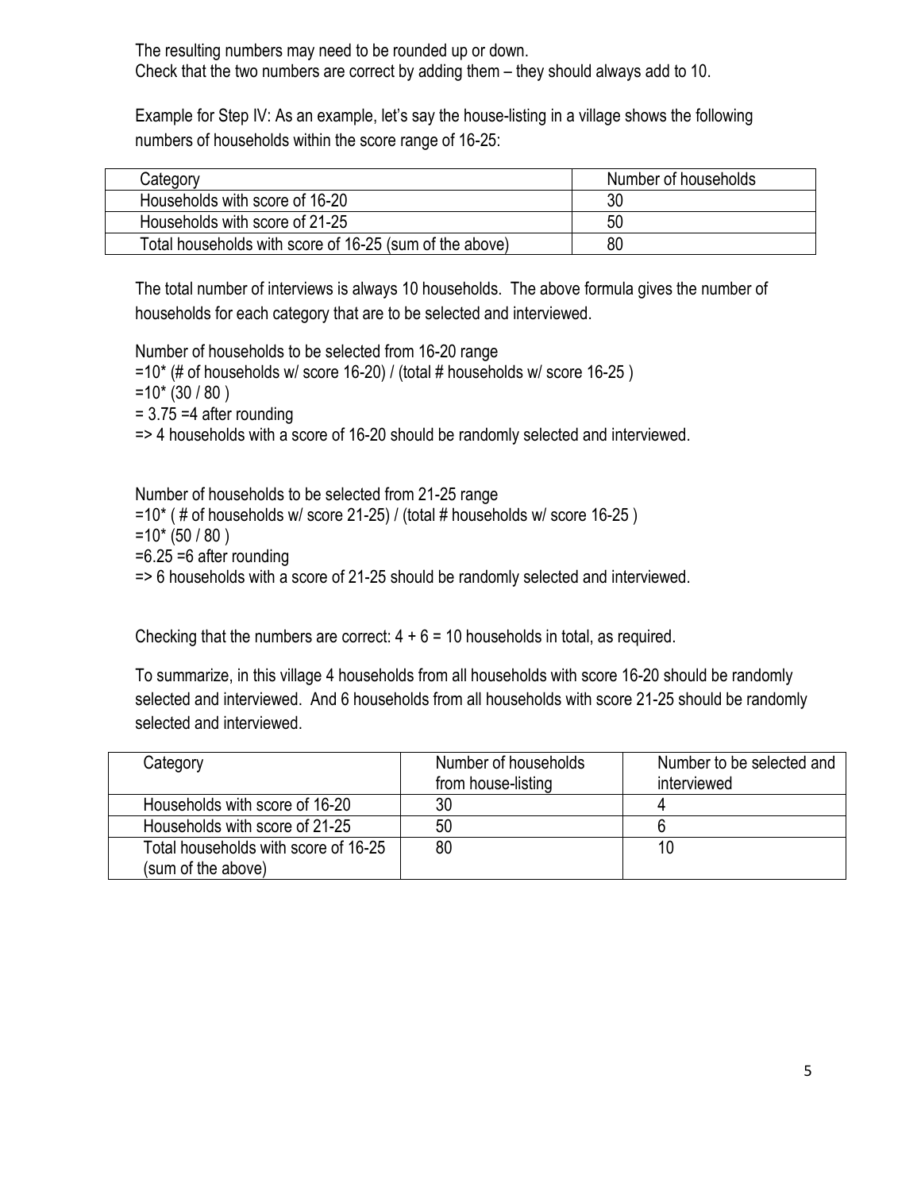The resulting numbers may need to be rounded up or down.
Check that the two numbers are correct by adding them – they should always add to 10.

Example for Step IV: As an example, let's say the house-listing in a village shows the following numbers of households within the score range of 16-25:

| Category | Number of households |
|---|---|
| Households with score of 16-20 | 30 |
| Households with score of 21-25 | 50 |
| Total households with score of 16-25 (sum of the above) | 80 |

The total number of interviews is always 10 households. The above formula gives the number of households for each category that are to be selected and interviewed.

Number of households to be selected from 16-20 range
=10* (# of households w/ score 16-20) / (total # households w/ score 16-25 )
=10* (30 / 80 )
= 3.75 =4 after rounding
=> 4 households with a score of 16-20 should be randomly selected and interviewed.

Number of households to be selected from 21-25 range
=10* ( # of households w/ score 21-25) / (total # households w/ score 16-25 )
=10* (50 / 80 )
=6.25 =6 after rounding
=> 6 households with a score of 21-25 should be randomly selected and interviewed.

Checking that the numbers are correct: 4 + 6 = 10 households in total, as required.

To summarize, in this village 4 households from all households with score 16-20 should be randomly selected and interviewed. And 6 households from all households with score 21-25 should be randomly selected and interviewed.

| Category | Number of households from house-listing | Number to be selected and interviewed |
|---|---|---|
| Households with score of 16-20 | 30 | 4 |
| Households with score of 21-25 | 50 | 6 |
| Total households with score of 16-25 (sum of the above) | 80 | 10 |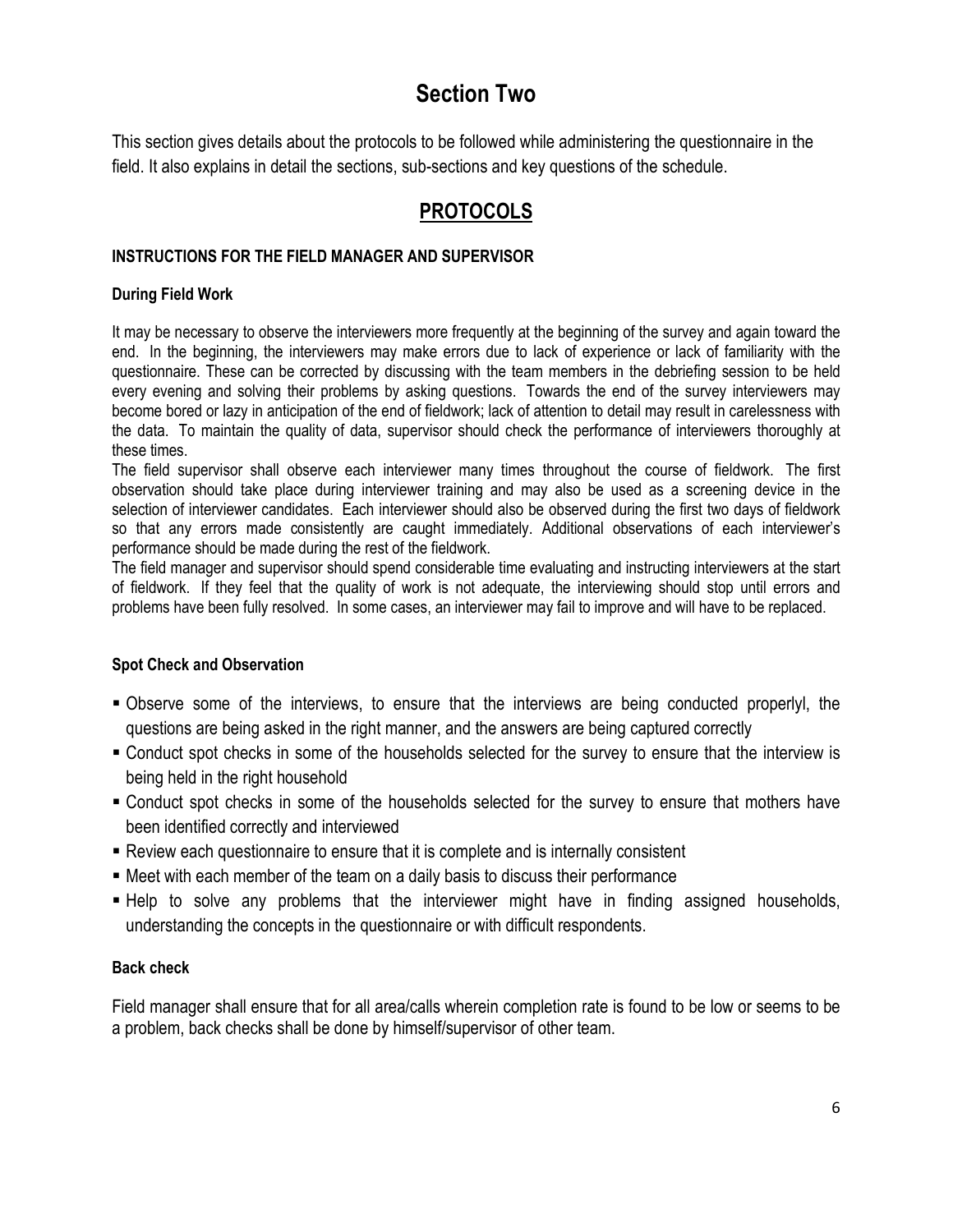# Section Two

This section gives details about the protocols to be followed while administering the questionnaire in the field. It also explains in detail the sections, sub-sections and key questions of the schedule.

## PROTOCOLS

### INSTRUCTIONS FOR THE FIELD MANAGER AND SUPERVISOR

#### During Field Work

It may be necessary to observe the interviewers more frequently at the beginning of the survey and again toward the end. In the beginning, the interviewers may make errors due to lack of experience or lack of familiarity with the questionnaire. These can be corrected by discussing with the team members in the debriefing session to be held every evening and solving their problems by asking questions. Towards the end of the survey interviewers may become bored or lazy in anticipation of the end of fieldwork; lack of attention to detail may result in carelessness with the data. To maintain the quality of data, supervisor should check the performance of interviewers thoroughly at these times.

The field supervisor shall observe each interviewer many times throughout the course of fieldwork. The first observation should take place during interviewer training and may also be used as a screening device in the selection of interviewer candidates. Each interviewer should also be observed during the first two days of fieldwork so that any errors made consistently are caught immediately. Additional observations of each interviewer's performance should be made during the rest of the fieldwork.

The field manager and supervisor should spend considerable time evaluating and instructing interviewers at the start of fieldwork. If they feel that the quality of work is not adequate, the interviewing should stop until errors and problems have been fully resolved. In some cases, an interviewer may fail to improve and will have to be replaced.

#### Spot Check and Observation

- Observe some of the interviews, to ensure that the interviews are being conducted properlyl, the questions are being asked in the right manner, and the answers are being captured correctly
- Conduct spot checks in some of the households selected for the survey to ensure that the interview is being held in the right household
- Conduct spot checks in some of the households selected for the survey to ensure that mothers have been identified correctly and interviewed
- Review each questionnaire to ensure that it is complete and is internally consistent
- Meet with each member of the team on a daily basis to discuss their performance
- Help to solve any problems that the interviewer might have in finding assigned households, understanding the concepts in the questionnaire or with difficult respondents.

#### Back check

Field manager shall ensure that for all area/calls wherein completion rate is found to be low or seems to be a problem, back checks shall be done by himself/supervisor of other team.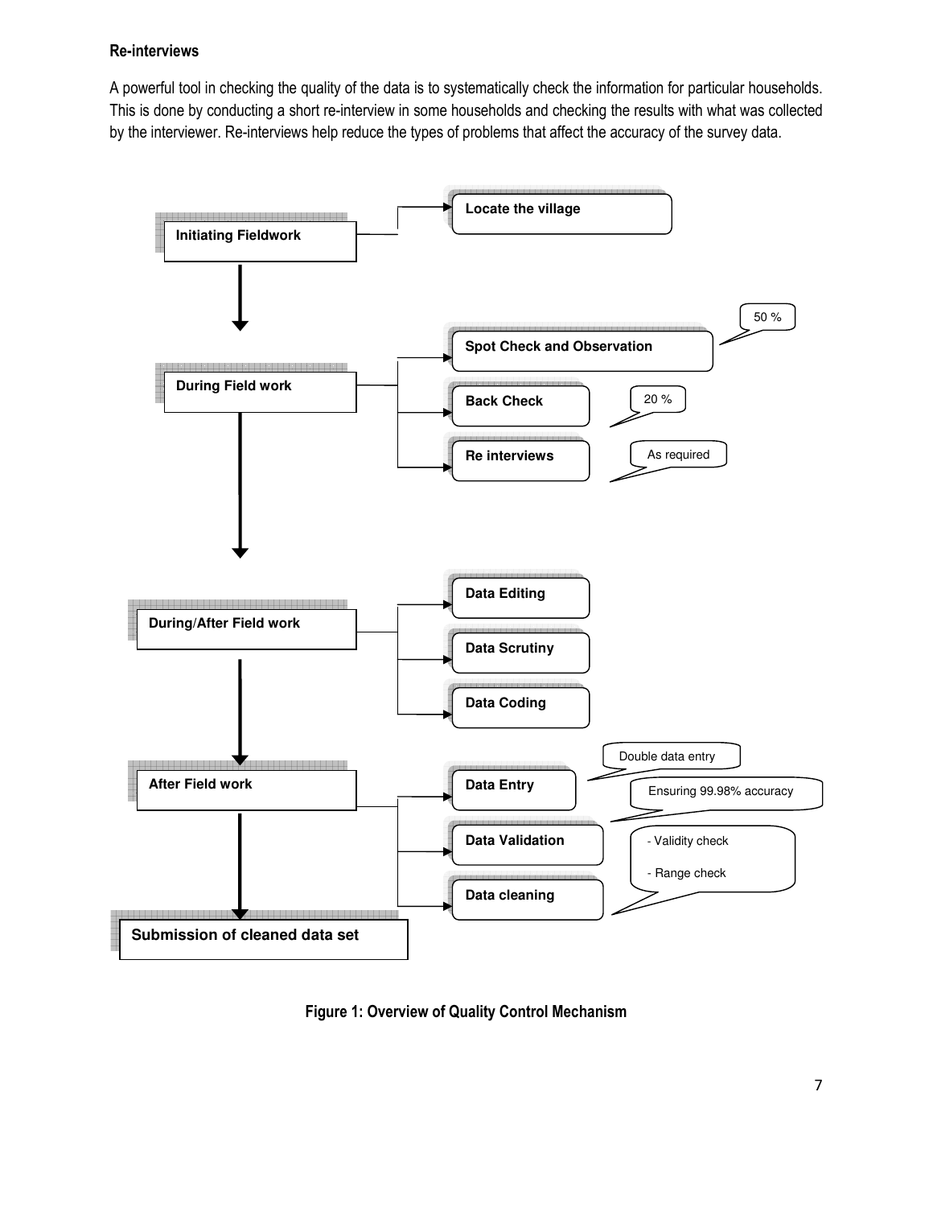#### Re-interviews

A powerful tool in checking the quality of the data is to systematically check the information for particular households. This is done by conducting a short re-interview in some households and checking the results with what was collected by the interviewer. Re-interviews help reduce the types of problems that affect the accuracy of the survey data.

- **Initiating Fieldwork**
  - **Locate the village**
- **During Field work**
  - **Spot Check and Observation** (50 %)
  - **Back Check** (20 %)
  - **Re interviews** (As required)
- **During/After Field work**
  - **Data Editing**
  - **Data Scrutiny**
  - **Data Coding**
- **After Field work**
  - **Data Entry** (Double data entry; Ensuring 99.98% accuracy)
  - **Data Validation** (- Validity check; - Range check)
  - **Data cleaning**
- **Submission of cleaned data set**

**Figure 1: Overview of Quality Control Mechanism**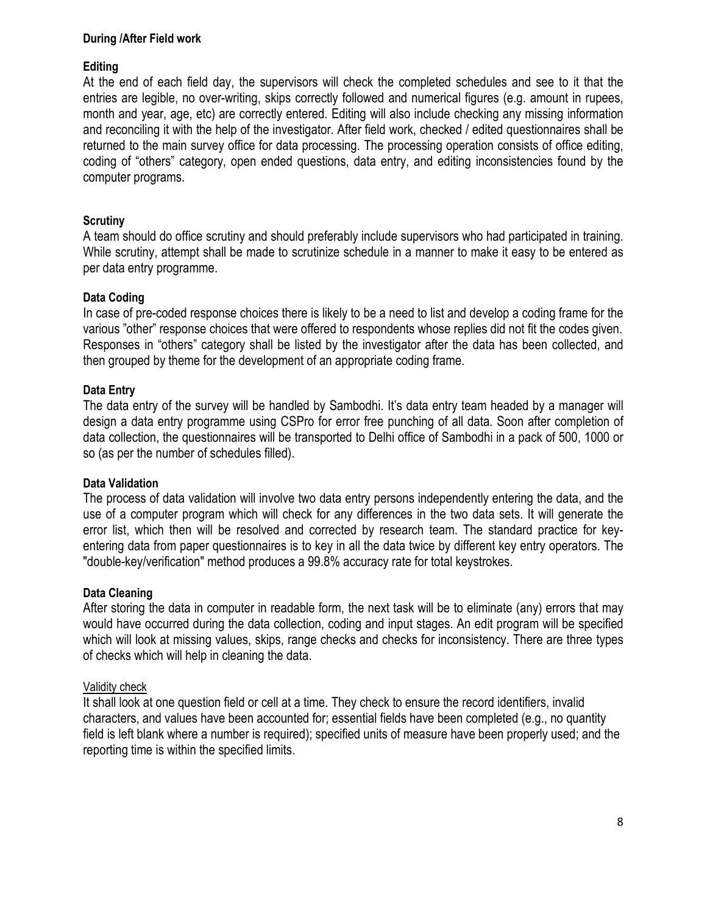**During /After Field work**

**Editing**

At the end of each field day, the supervisors will check the completed schedules and see to it that the entries are legible, no over-writing, skips correctly followed and numerical figures (e.g. amount in rupees, month and year, age, etc) are correctly entered. Editing will also include checking any missing information and reconciling it with the help of the investigator. After field work, checked / edited questionnaires shall be returned to the main survey office for data processing. The processing operation consists of office editing, coding of "others" category, open ended questions, data entry, and editing inconsistencies found by the computer programs.

**Scrutiny**

A team should do office scrutiny and should preferably include supervisors who had participated in training. While scrutiny, attempt shall be made to scrutinize schedule in a manner to make it easy to be entered as per data entry programme.

**Data Coding**

In case of pre-coded response choices there is likely to be a need to list and develop a coding frame for the various "other" response choices that were offered to respondents whose replies did not fit the codes given. Responses in "others" category shall be listed by the investigator after the data has been collected, and then grouped by theme for the development of an appropriate coding frame.

**Data Entry**

The data entry of the survey will be handled by Sambodhi. It's data entry team headed by a manager will design a data entry programme using CSPro for error free punching of all data. Soon after completion of data collection, the questionnaires will be transported to Delhi office of Sambodhi in a pack of 500, 1000 or so (as per the number of schedules filled).

**Data Validation**

The process of data validation will involve two data entry persons independently entering the data, and the use of a computer program which will check for any differences in the two data sets. It will generate the error list, which then will be resolved and corrected by research team. The standard practice for key-entering data from paper questionnaires is to key in all the data twice by different key entry operators. The "double-key/verification" method produces a 99.8% accuracy rate for total keystrokes.

**Data Cleaning**

After storing the data in computer in readable form, the next task will be to eliminate (any) errors that may would have occurred during the data collection, coding and input stages. An edit program will be specified which will look at missing values, skips, range checks and checks for inconsistency. There are three types of checks which will help in cleaning the data.

Validity check

It shall look at one question field or cell at a time. They check to ensure the record identifiers, invalid characters, and values have been accounted for; essential fields have been completed (e.g., no quantity field is left blank where a number is required); specified units of measure have been properly used; and the reporting time is within the specified limits.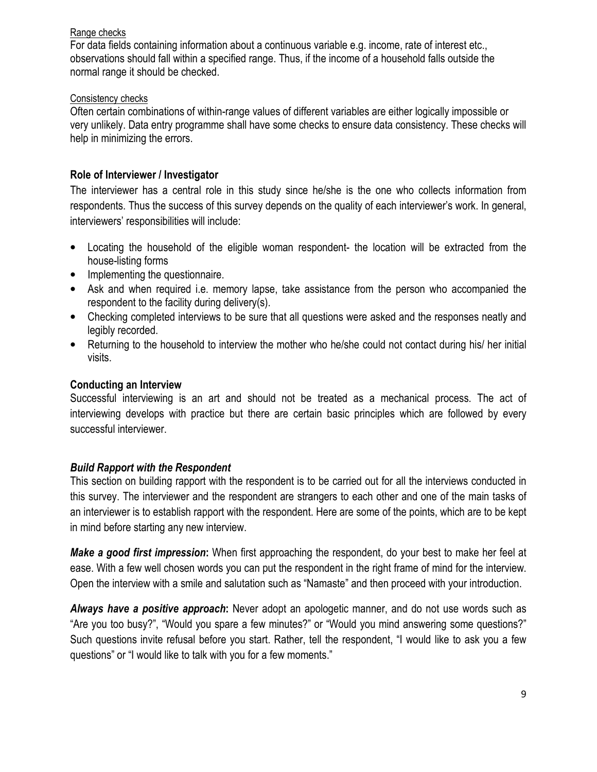Range checks

For data fields containing information about a continuous variable e.g. income, rate of interest etc., observations should fall within a specified range. Thus, if the income of a household falls outside the normal range it should be checked.

Consistency checks

Often certain combinations of within-range values of different variables are either logically impossible or very unlikely. Data entry programme shall have some checks to ensure data consistency. These checks will help in minimizing the errors.

### Role of Interviewer / Investigator

The interviewer has a central role in this study since he/she is the one who collects information from respondents. Thus the success of this survey depends on the quality of each interviewer's work. In general, interviewers' responsibilities will include:

- Locating the household of the eligible woman respondent- the location will be extracted from the house-listing forms
- Implementing the questionnaire.
- Ask and when required i.e. memory lapse, take assistance from the person who accompanied the respondent to the facility during delivery(s).
- Checking completed interviews to be sure that all questions were asked and the responses neatly and legibly recorded.
- Returning to the household to interview the mother who he/she could not contact during his/ her initial visits.

### Conducting an Interview

Successful interviewing is an art and should not be treated as a mechanical process. The act of interviewing develops with practice but there are certain basic principles which are followed by every successful interviewer.

#### *Build Rapport with the Respondent*

This section on building rapport with the respondent is to be carried out for all the interviews conducted in this survey. The interviewer and the respondent are strangers to each other and one of the main tasks of an interviewer is to establish rapport with the respondent. Here are some of the points, which are to be kept in mind before starting any new interview.

***Make a good first impression*:** When first approaching the respondent, do your best to make her feel at ease. With a few well chosen words you can put the respondent in the right frame of mind for the interview. Open the interview with a smile and salutation such as "Namaste" and then proceed with your introduction.

***Always have a positive approach*:** Never adopt an apologetic manner, and do not use words such as "Are you too busy?", "Would you spare a few minutes?" or "Would you mind answering some questions?" Such questions invite refusal before you start. Rather, tell the respondent, "I would like to ask you a few questions" or "I would like to talk with you for a few moments."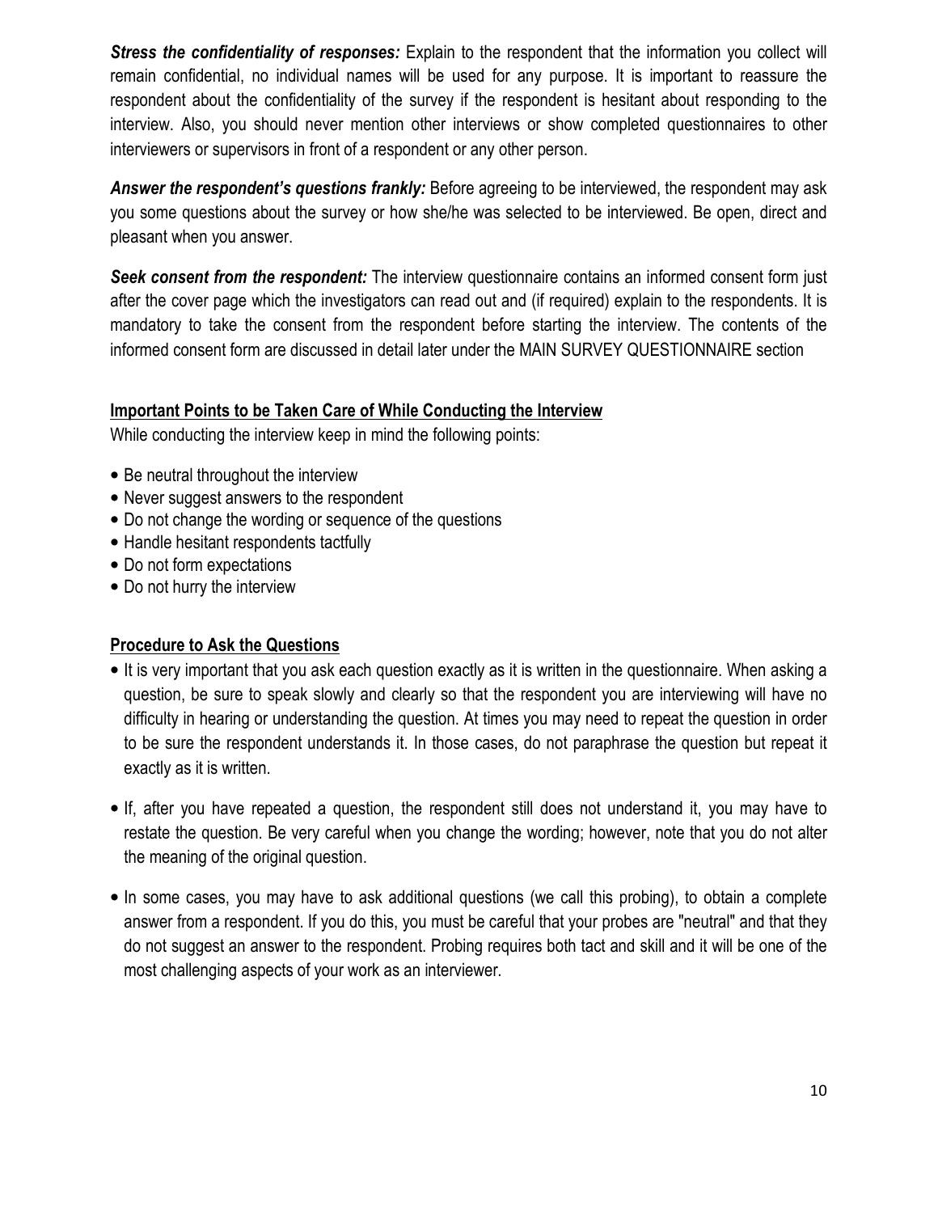***Stress the confidentiality of responses:*** Explain to the respondent that the information you collect will remain confidential, no individual names will be used for any purpose. It is important to reassure the respondent about the confidentiality of the survey if the respondent is hesitant about responding to the interview. Also, you should never mention other interviews or show completed questionnaires to other interviewers or supervisors in front of a respondent or any other person.

***Answer the respondent's questions frankly:*** Before agreeing to be interviewed, the respondent may ask you some questions about the survey or how she/he was selected to be interviewed. Be open, direct and pleasant when you answer.

***Seek consent from the respondent:*** The interview questionnaire contains an informed consent form just after the cover page which the investigators can read out and (if required) explain to the respondents. It is mandatory to take the consent from the respondent before starting the interview. The contents of the informed consent form are discussed in detail later under the MAIN SURVEY QUESTIONNAIRE section

**Important Points to be Taken Care of While Conducting the Interview**

While conducting the interview keep in mind the following points:

- Be neutral throughout the interview
- Never suggest answers to the respondent
- Do not change the wording or sequence of the questions
- Handle hesitant respondents tactfully
- Do not form expectations
- Do not hurry the interview

**Procedure to Ask the Questions**

- It is very important that you ask each question exactly as it is written in the questionnaire. When asking a question, be sure to speak slowly and clearly so that the respondent you are interviewing will have no difficulty in hearing or understanding the question. At times you may need to repeat the question in order to be sure the respondent understands it. In those cases, do not paraphrase the question but repeat it exactly as it is written.

- If, after you have repeated a question, the respondent still does not understand it, you may have to restate the question. Be very careful when you change the wording; however, note that you do not alter the meaning of the original question.

- In some cases, you may have to ask additional questions (we call this probing), to obtain a complete answer from a respondent. If you do this, you must be careful that your probes are "neutral" and that they do not suggest an answer to the respondent. Probing requires both tact and skill and it will be one of the most challenging aspects of your work as an interviewer.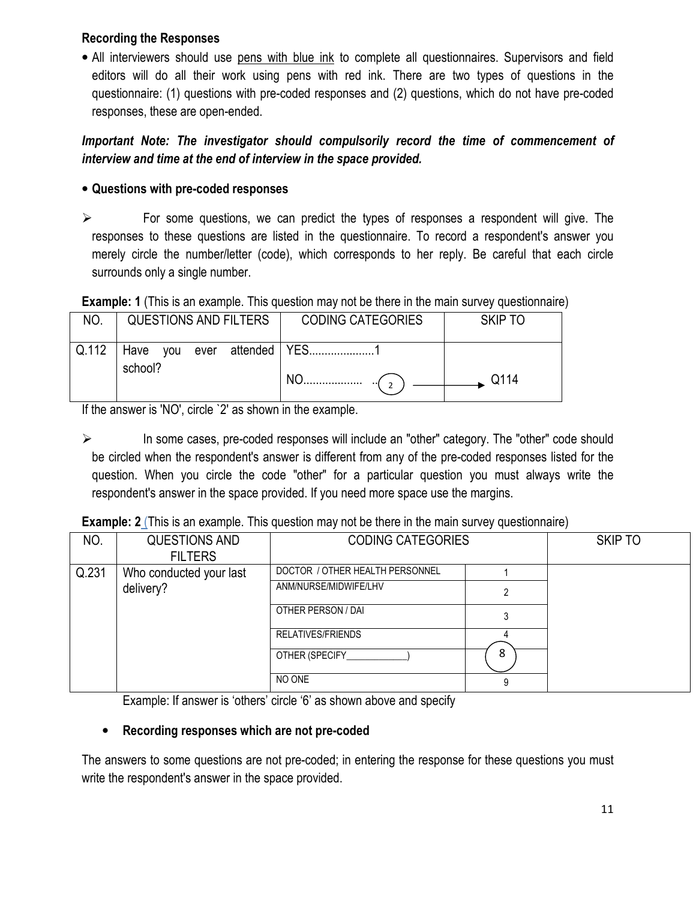**Recording the Responses**

- All interviewers should use pens with blue ink to complete all questionnaires. Supervisors and field editors will do all their work using pens with red ink. There are two types of questions in the questionnaire: (1) questions with pre-coded responses and (2) questions, which do not have pre-coded responses, these are open-ended.

***Important Note: The investigator should compulsorily record the time of commencement of interview and time at the end of interview in the space provided.***

- **Questions with pre-coded responses**

➢ For some questions, we can predict the types of responses a respondent will give. The responses to these questions are listed in the questionnaire. To record a respondent's answer you merely circle the number/letter (code), which corresponds to her reply. Be careful that each circle surrounds only a single number.

**Example: 1** (This is an example. This question may not be there in the main survey questionnaire)

| NO. | QUESTIONS AND FILTERS | CODING CATEGORIES | SKIP TO |
|---|---|---|---|
| Q.112 | Have you ever attended school? | YES....................1<br>NO.................. ..(2) | → Q114 |

If the answer is 'NO', circle `2' as shown in the example.

➢ In some cases, pre-coded responses will include an "other" category. The "other" code should be circled when the respondent's answer is different from any of the pre-coded responses listed for the question. When you circle the code "other" for a particular question you must always write the respondent's answer in the space provided. If you need more space use the margins.

**Example: 2** (This is an example. This question may not be there in the main survey questionnaire)

| NO. | QUESTIONS AND FILTERS | CODING CATEGORIES | | SKIP TO |
|---|---|---|---|---|
| Q.231 | Who conducted your last delivery? | DOCTOR / OTHER HEALTH PERSONNEL | 1 | |
| | | ANM/NURSE/MIDWIFE/LHV | 2 | |
| | | OTHER PERSON / DAI | 3 | |
| | | RELATIVES/FRIENDS | 4 | |
| | | OTHER (SPECIFY____________) | (8) | |
| | | NO ONE | 9 | |

Example: If answer is 'others' circle '6' as shown above and specify

- **Recording responses which are not pre-coded**

The answers to some questions are not pre-coded; in entering the response for these questions you must write the respondent's answer in the space provided.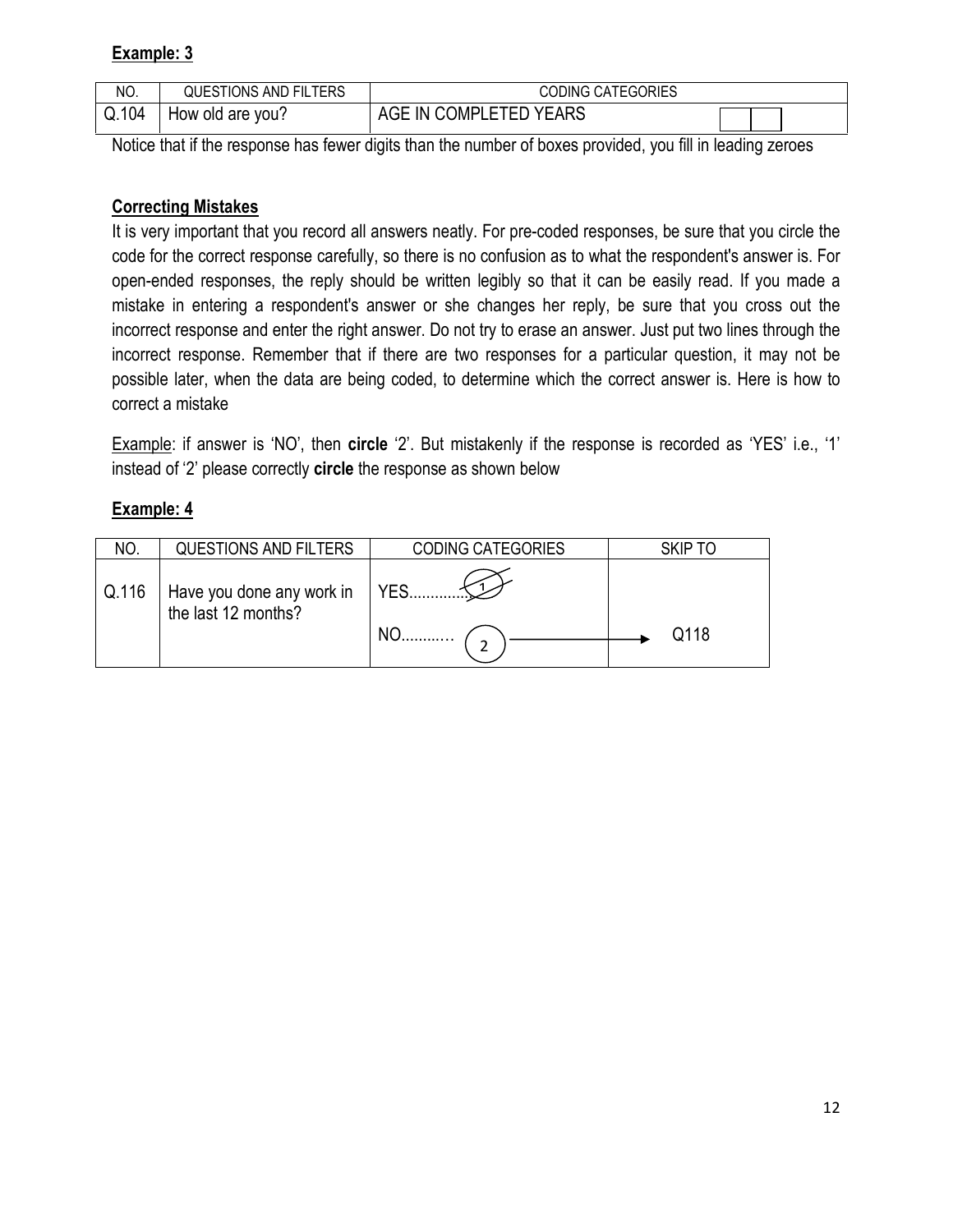**Example: 3**

| NO. | QUESTIONS AND FILTERS | CODING CATEGORIES |
|---|---|---|
| Q.104 | How old are you? | AGE IN COMPLETED YEARS ☐☐ |

Notice that if the response has fewer digits than the number of boxes provided, you fill in leading zeroes

**Correcting Mistakes**

It is very important that you record all answers neatly. For pre-coded responses, be sure that you circle the code for the correct response carefully, so there is no confusion as to what the respondent's answer is. For open-ended responses, the reply should be written legibly so that it can be easily read. If you made a mistake in entering a respondent's answer or she changes her reply, be sure that you cross out the incorrect response and enter the right answer. Do not try to erase an answer. Just put two lines through the incorrect response. Remember that if there are two responses for a particular question, it may not be possible later, when the data are being coded, to determine which the correct answer is. Here is how to correct a mistake

Example: if answer is 'NO', then **circle** '2'. But mistakenly if the response is recorded as 'YES' i.e., '1' instead of '2' please correctly **circle** the response as shown below

**Example: 4**

| NO. | QUESTIONS AND FILTERS | CODING CATEGORIES | SKIP TO |
|---|---|---|---|
| Q.116 | Have you done any work in the last 12 months? | YES.............. ~~(1)~~<br>NO........... (2) ——→ | <br>Q118 |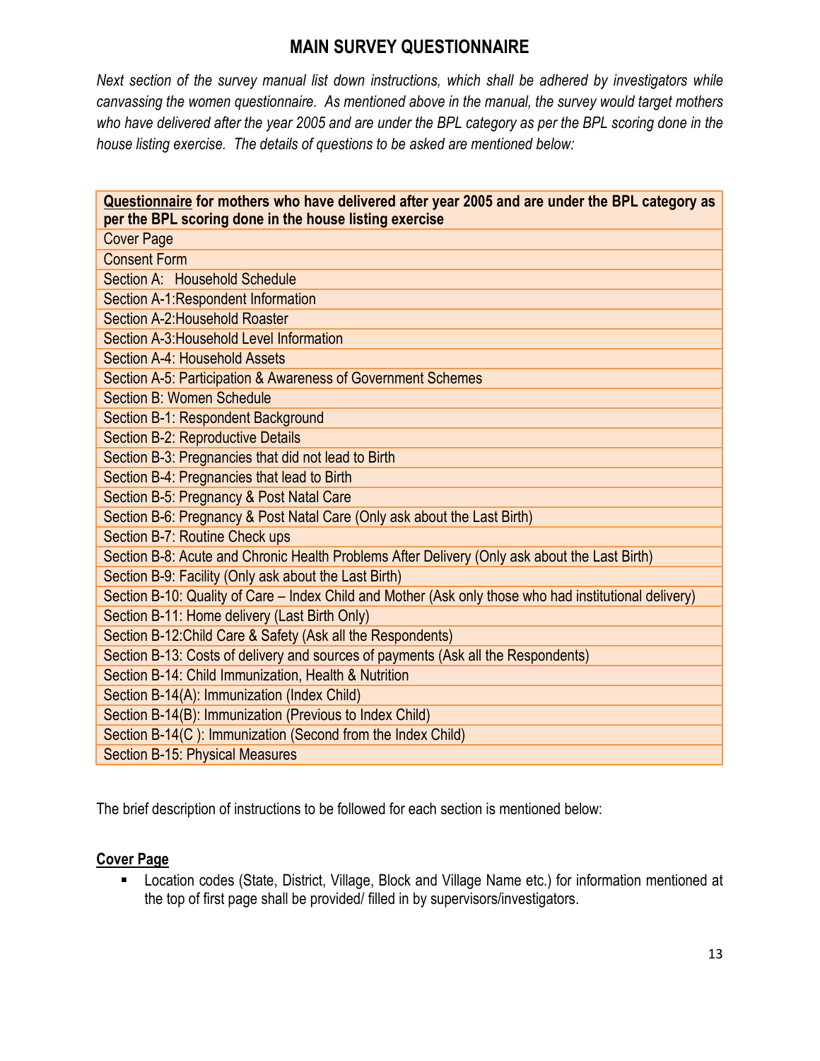# MAIN SURVEY QUESTIONNAIRE

*Next section of the survey manual list down instructions, which shall be adhered by investigators while canvassing the women questionnaire. As mentioned above in the manual, the survey would target mothers who have delivered after the year 2005 and are under the BPL category as per the BPL scoring done in the house listing exercise. The details of questions to be asked are mentioned below:*

| **Questionnaire for mothers who have delivered after year 2005 and are under the BPL category as per the BPL scoring done in the house listing exercise** |
|---|
| Cover Page |
| Consent Form |
| Section A: Household Schedule |
| Section A-1:Respondent Information |
| Section A-2:Household Roaster |
| Section A-3:Household Level Information |
| Section A-4: Household Assets |
| Section A-5: Participation & Awareness of Government Schemes |
| Section B: Women Schedule |
| Section B-1: Respondent Background |
| Section B-2: Reproductive Details |
| Section B-3: Pregnancies that did not lead to Birth |
| Section B-4: Pregnancies that lead to Birth |
| Section B-5: Pregnancy & Post Natal Care |
| Section B-6: Pregnancy & Post Natal Care (Only ask about the Last Birth) |
| Section B-7: Routine Check ups |
| Section B-8: Acute and Chronic Health Problems After Delivery (Only ask about the Last Birth) |
| Section B-9: Facility (Only ask about the Last Birth) |
| Section B-10: Quality of Care – Index Child and Mother (Ask only those who had institutional delivery) |
| Section B-11: Home delivery (Last Birth Only) |
| Section B-12:Child Care & Safety (Ask all the Respondents) |
| Section B-13: Costs of delivery and sources of payments (Ask all the Respondents) |
| Section B-14: Child Immunization, Health & Nutrition |
| Section B-14(A): Immunization (Index Child) |
| Section B-14(B): Immunization (Previous to Index Child) |
| Section B-14(C ): Immunization (Second from the Index Child) |
| Section B-15: Physical Measures |

The brief description of instructions to be followed for each section is mentioned below:

## Cover Page

- Location codes (State, District, Village, Block and Village Name etc.) for information mentioned at the top of first page shall be provided/ filled in by supervisors/investigators.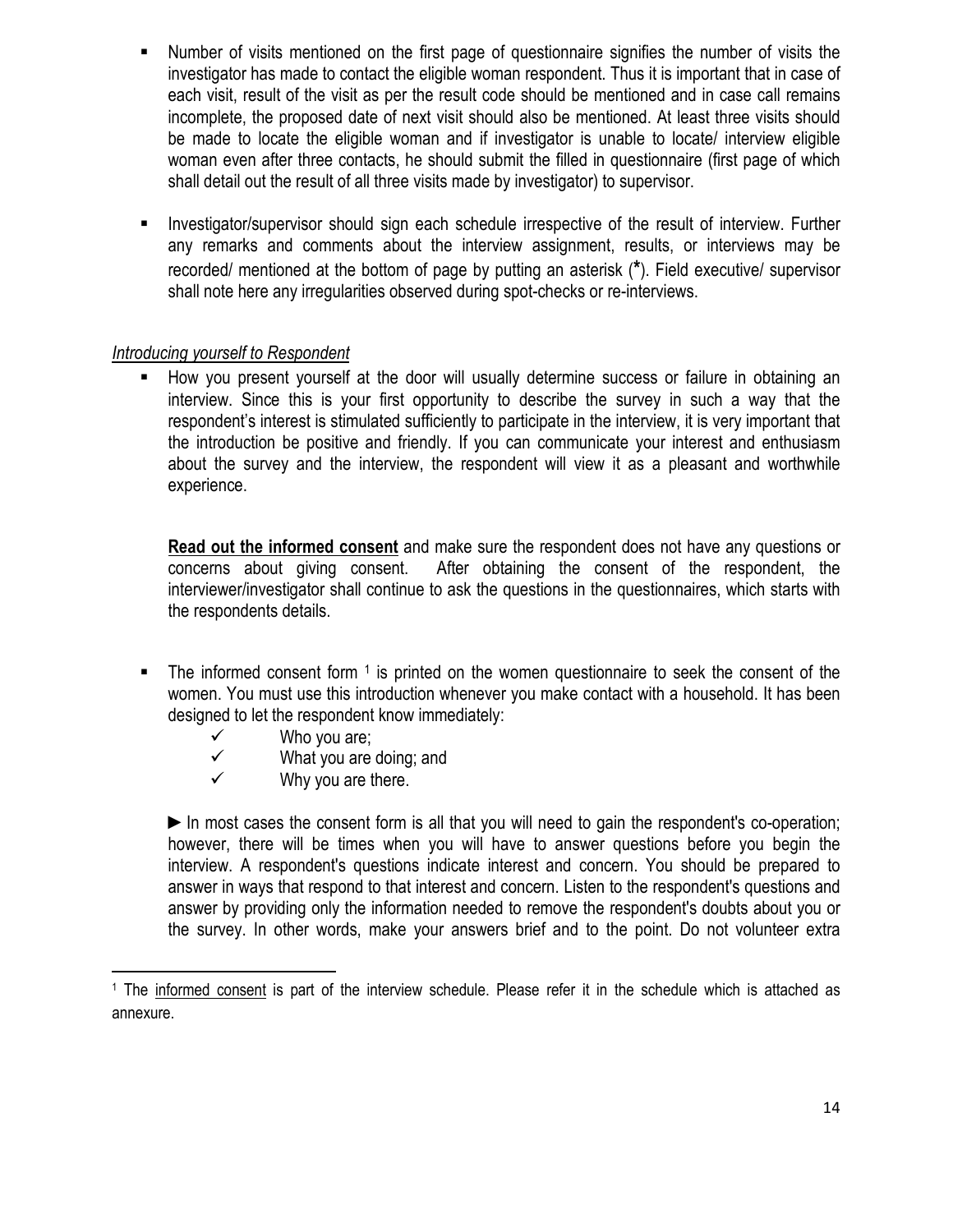- Number of visits mentioned on the first page of questionnaire signifies the number of visits the investigator has made to contact the eligible woman respondent. Thus it is important that in case of each visit, result of the visit as per the result code should be mentioned and in case call remains incomplete, the proposed date of next visit should also be mentioned. At least three visits should be made to locate the eligible woman and if investigator is unable to locate/ interview eligible woman even after three contacts, he should submit the filled in questionnaire (first page of which shall detail out the result of all three visits made by investigator) to supervisor.

- Investigator/supervisor should sign each schedule irrespective of the result of interview. Further any remarks and comments about the interview assignment, results, or interviews may be recorded/ mentioned at the bottom of page by putting an asterisk (**\***). Field executive/ supervisor shall note here any irregularities observed during spot-checks or re-interviews.

*Introducing yourself to Respondent*

- How you present yourself at the door will usually determine success or failure in obtaining an interview. Since this is your first opportunity to describe the survey in such a way that the respondent's interest is stimulated sufficiently to participate in the interview, it is very important that the introduction be positive and friendly. If you can communicate your interest and enthusiasm about the survey and the interview, the respondent will view it as a pleasant and worthwhile experience.

  **Read out the informed consent** and make sure the respondent does not have any questions or concerns about giving consent. After obtaining the consent of the respondent, the interviewer/investigator shall continue to ask the questions in the questionnaires, which starts with the respondents details.

- The informed consent form [1] is printed on the women questionnaire to seek the consent of the women. You must use this introduction whenever you make contact with a household. It has been designed to let the respondent know immediately:
  - ✓ Who you are;
  - ✓ What you are doing; and
  - ✓ Why you are there.

  ► In most cases the consent form is all that you will need to gain the respondent's co-operation; however, there will be times when you will have to answer questions before you begin the interview. A respondent's questions indicate interest and concern. You should be prepared to answer in ways that respond to that interest and concern. Listen to the respondent's questions and answer by providing only the information needed to remove the respondent's doubts about you or the survey. In other words, make your answers brief and to the point. Do not volunteer extra

---

[1] The informed consent is part of the interview schedule. Please refer it in the schedule which is attached as annexure.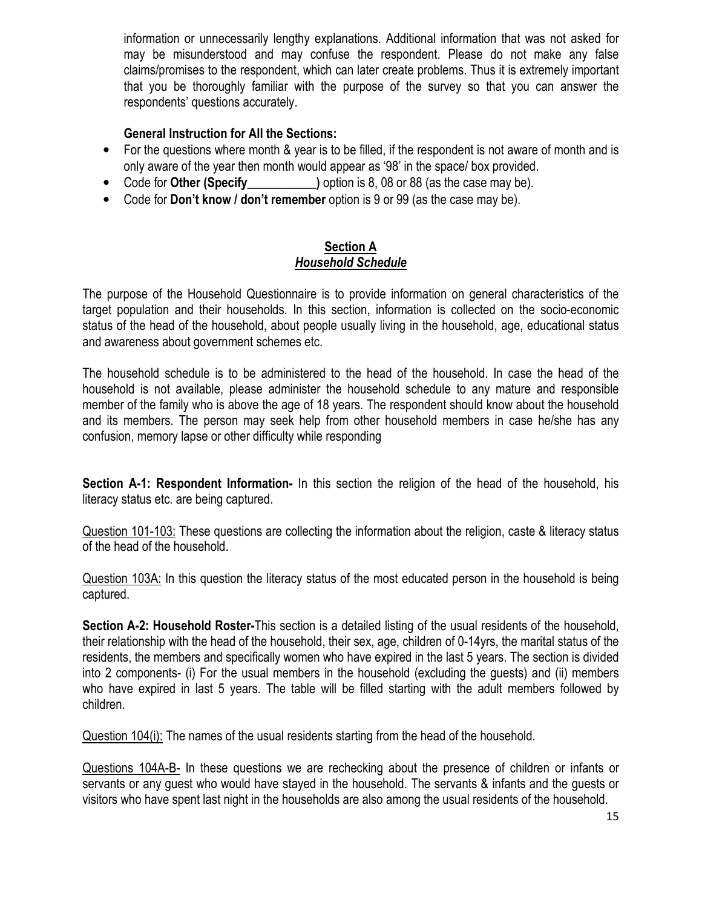information or unnecessarily lengthy explanations. Additional information that was not asked for may be misunderstood and may confuse the respondent. Please do not make any false claims/promises to the respondent, which can later create problems. Thus it is extremely important that you be thoroughly familiar with the purpose of the survey so that you can answer the respondents' questions accurately.

**General Instruction for All the Sections:**

- For the questions where month & year is to be filled, if the respondent is not aware of month and is only aware of the year then month would appear as '98' in the space/ box provided.
- Code for **Other (Specify___________)** option is 8, 08 or 88 (as the case may be).
- Code for **Don't know / don't remember** option is 9 or 99 (as the case may be).

## Section A
## *Household Schedule*

The purpose of the Household Questionnaire is to provide information on general characteristics of the target population and their households. In this section, information is collected on the socio-economic status of the head of the household, about people usually living in the household, age, educational status and awareness about government schemes etc.

The household schedule is to be administered to the head of the household. In case the head of the household is not available, please administer the household schedule to any mature and responsible member of the family who is above the age of 18 years. The respondent should know about the household and its members. The person may seek help from other household members in case he/she has any confusion, memory lapse or other difficulty while responding

**Section A-1: Respondent Information-** In this section the religion of the head of the household, his literacy status etc. are being captured.

<u>Question 101-103:</u> These questions are collecting the information about the religion, caste & literacy status of the head of the household.

<u>Question 103A:</u> In this question the literacy status of the most educated person in the household is being captured.

**Section A-2: Household Roster-**This section is a detailed listing of the usual residents of the household, their relationship with the head of the household, their sex, age, children of 0-14yrs, the marital status of the residents, the members and specifically women who have expired in the last 5 years. The section is divided into 2 components- (i) For the usual members in the household (excluding the guests) and (ii) members who have expired in last 5 years. The table will be filled starting with the adult members followed by children.

<u>Question 104(i):</u> The names of the usual residents starting from the head of the household.

<u>Questions 104A-B-</u> In these questions we are rechecking about the presence of children or infants or servants or any guest who would have stayed in the household. The servants & infants and the guests or visitors who have spent last night in the households are also among the usual residents of the household.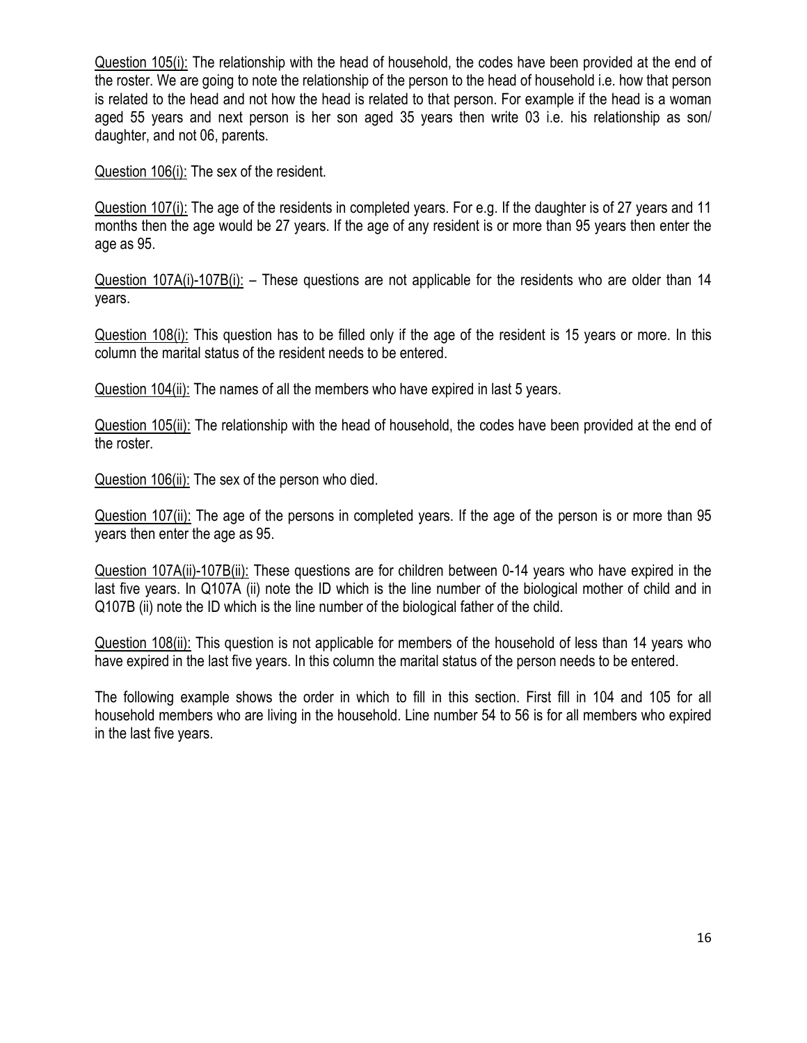<u>Question 105(i):</u> The relationship with the head of household, the codes have been provided at the end of the roster. We are going to note the relationship of the person to the head of household i.e. how that person is related to the head and not how the head is related to that person. For example if the head is a woman aged 55 years and next person is her son aged 35 years then write 03 i.e. his relationship as son/ daughter, and not 06, parents.

<u>Question 106(i):</u> The sex of the resident.

<u>Question 107(i):</u> The age of the residents in completed years. For e.g. If the daughter is of 27 years and 11 months then the age would be 27 years. If the age of any resident is or more than 95 years then enter the age as 95.

<u>Question 107A(i)-107B(i):</u> – These questions are not applicable for the residents who are older than 14 years.

<u>Question 108(i):</u> This question has to be filled only if the age of the resident is 15 years or more. In this column the marital status of the resident needs to be entered.

<u>Question 104(ii):</u> The names of all the members who have expired in last 5 years.

<u>Question 105(ii):</u> The relationship with the head of household, the codes have been provided at the end of the roster.

<u>Question 106(ii):</u> The sex of the person who died.

<u>Question 107(ii):</u> The age of the persons in completed years. If the age of the person is or more than 95 years then enter the age as 95.

<u>Question 107A(ii)-107B(ii):</u> These questions are for children between 0-14 years who have expired in the last five years. In Q107A (ii) note the ID which is the line number of the biological mother of child and in Q107B (ii) note the ID which is the line number of the biological father of the child.

<u>Question 108(ii):</u> This question is not applicable for members of the household of less than 14 years who have expired in the last five years. In this column the marital status of the person needs to be entered.

The following example shows the order in which to fill in this section. First fill in 104 and 105 for all household members who are living in the household. Line number 54 to 56 is for all members who expired in the last five years.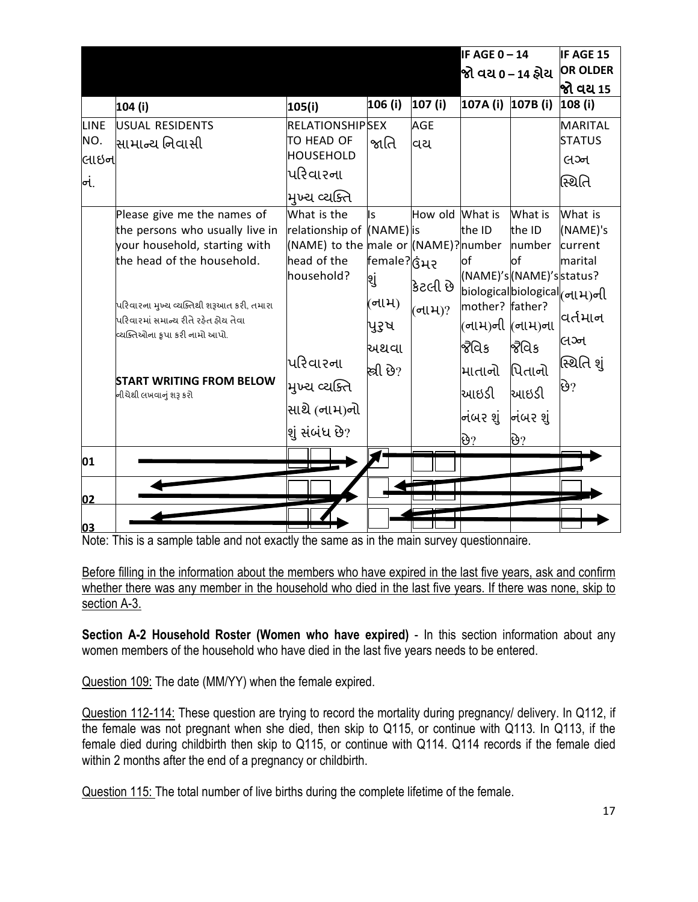| | | | | | IF AGE 0 – 14 જો વય 0 – 14 હોય | | IF AGE 15 OR OLDER જો વય 15 |
|---|---|---|---|---|---|---|---|
| | 104 (i) | 105(i) | 106 (i) | 107 (i) | 107A (i) | 107B (i) | 108 (i) |
| LINE NO. લાઇન નં. | USUAL RESIDENTS સામાન્ય નિવાસી | RELATIONSHIP TO HEAD OF HOUSEHOLD પરિવારના મુખ્ય વ્યક્તિ | SEX જાતિ | AGE વય | | | MARITAL STATUS લગ્ન સ્થિતિ |
| | Please give me the names of the persons who usually live in your household, starting with the head of the household.<br><br>પરિવારના મુખ્ય વ્યક્તિથી શરૂઆત કરી, તમારા પરિવારમાં સમાન્ય રીતે રહેત હોય તેવા વ્યક્તિઓના કૃપા કરી નામો આપો.<br><br>**START WRITING FROM BELOW**<br>નીચેથી લખવાનું શરૂ કરો | What is the relationship of (NAME) to the head of the household?<br><br>પરિવારના મુખ્ય વ્યક્તિ સાથે (નામ)નો શું સંબંધ છે? | Is (NAME) is male or female?<br>શું (નામ) પુરુષ અથવા સ્ત્રી છે? | How old is (NAME)?<br>ઉંમર કેટલી છે (નામ)? | What is the ID number of (NAME)'s biological mother?<br>(નામ)ની જૈવિક માતાનો આઇડી નંબર શું છે? | What is the ID number of (NAME)'s biological father?<br>(નામ)ના જૈવિક પિતાનો આઇડી નંબર શું છે? | What is (NAME)'s current marital status?<br>(નામ)ની વર્તમાન લગ્ન સ્થિતિ શું છે? |
| 01 | | | | | | | |
| 02 | | | | | | | |
| 03 | | | | | | | |

Note: This is a sample table and not exactly the same as in the main survey questionnaire.

<u>Before filling in the information about the members who have expired in the last five years, ask and confirm whether there was any member in the household who died in the last five years. If there was none, skip to section A-3.</u>

**Section A-2 Household Roster (Women who have expired)** - In this section information about any women members of the household who have died in the last five years needs to be entered.

<u>Question 109:</u> The date (MM/YY) when the female expired.

<u>Question 112-114:</u> These question are trying to record the mortality during pregnancy/ delivery. In Q112, if the female was not pregnant when she died, then skip to Q115, or continue with Q113. In Q113, if the female died during childbirth then skip to Q115, or continue with Q114. Q114 records if the female died within 2 months after the end of a pregnancy or childbirth.

<u>Question 115:</u> The total number of live births during the complete lifetime of the female.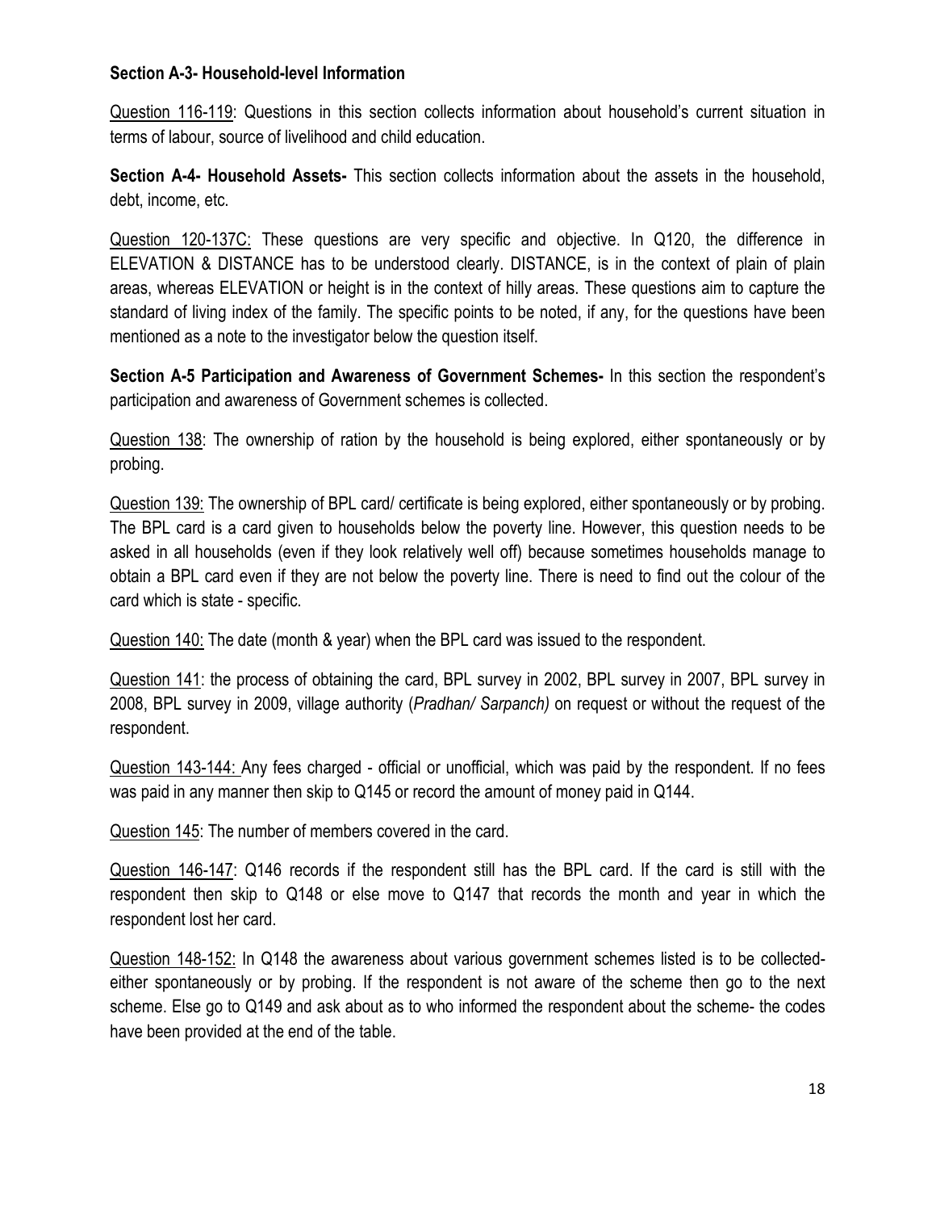**Section A-3- Household-level Information**

Question 116-119: Questions in this section collects information about household's current situation in terms of labour, source of livelihood and child education.

**Section A-4- Household Assets-** This section collects information about the assets in the household, debt, income, etc.

Question 120-137C: These questions are very specific and objective. In Q120, the difference in ELEVATION & DISTANCE has to be understood clearly. DISTANCE, is in the context of plain of plain areas, whereas ELEVATION or height is in the context of hilly areas. These questions aim to capture the standard of living index of the family. The specific points to be noted, if any, for the questions have been mentioned as a note to the investigator below the question itself.

**Section A-5 Participation and Awareness of Government Schemes-** In this section the respondent's participation and awareness of Government schemes is collected.

Question 138: The ownership of ration by the household is being explored, either spontaneously or by probing.

Question 139: The ownership of BPL card/ certificate is being explored, either spontaneously or by probing. The BPL card is a card given to households below the poverty line. However, this question needs to be asked in all households (even if they look relatively well off) because sometimes households manage to obtain a BPL card even if they are not below the poverty line. There is need to find out the colour of the card which is state - specific.

Question 140: The date (month & year) when the BPL card was issued to the respondent.

Question 141: the process of obtaining the card, BPL survey in 2002, BPL survey in 2007, BPL survey in 2008, BPL survey in 2009, village authority (*Pradhan/ Sarpanch)* on request or without the request of the respondent.

Question 143-144: Any fees charged - official or unofficial, which was paid by the respondent. If no fees was paid in any manner then skip to Q145 or record the amount of money paid in Q144.

Question 145: The number of members covered in the card.

Question 146-147: Q146 records if the respondent still has the BPL card. If the card is still with the respondent then skip to Q148 or else move to Q147 that records the month and year in which the respondent lost her card.

Question 148-152: In Q148 the awareness about various government schemes listed is to be collected- either spontaneously or by probing. If the respondent is not aware of the scheme then go to the next scheme. Else go to Q149 and ask about as to who informed the respondent about the scheme- the codes have been provided at the end of the table.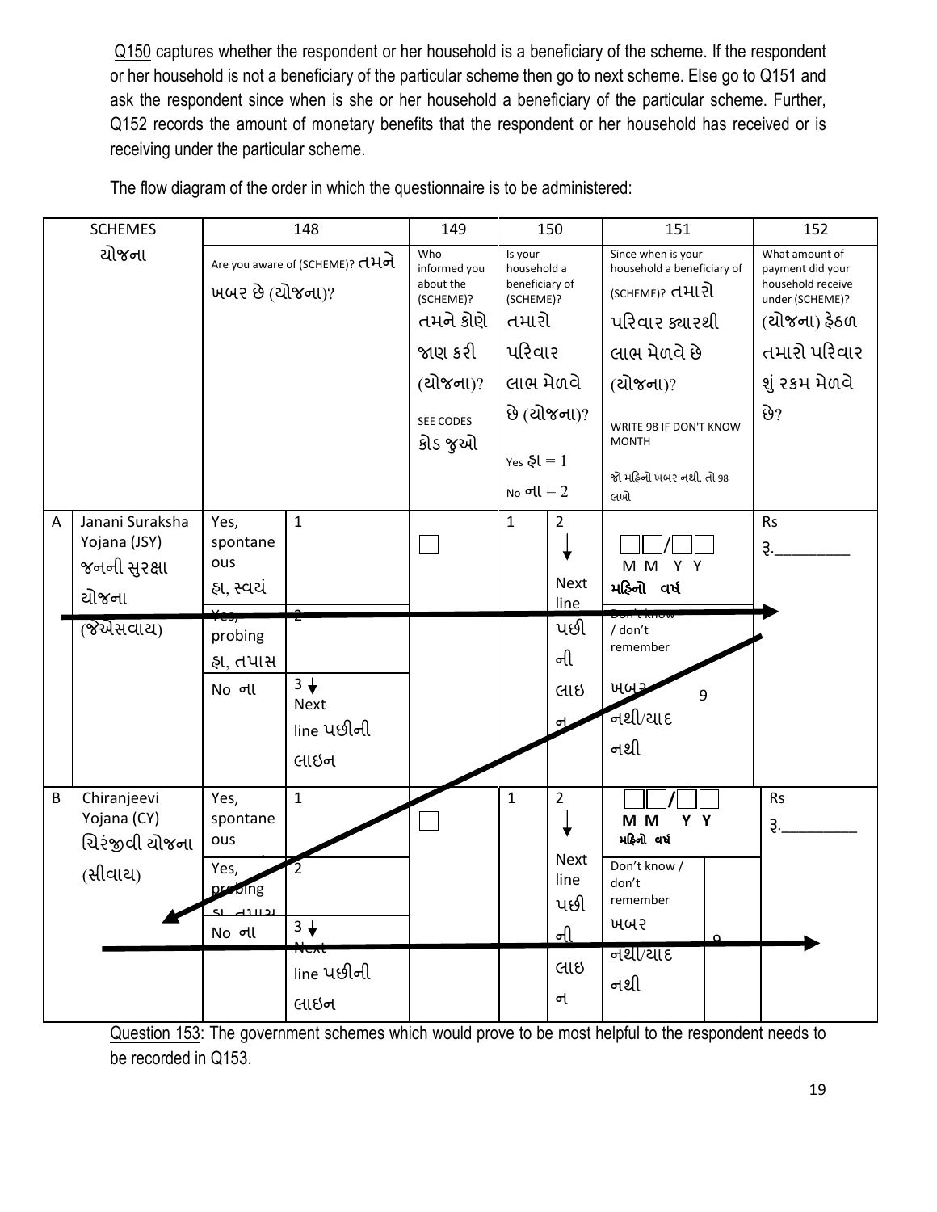Q150 captures whether the respondent or her household is a beneficiary of the scheme. If the respondent or her household is not a beneficiary of the particular scheme then go to next scheme. Else go to Q151 and ask the respondent since when is she or her household a beneficiary of the particular scheme. Further, Q152 records the amount of monetary benefits that the respondent or her household has received or is receiving under the particular scheme.

The flow diagram of the order in which the questionnaire is to be administered:

| SCHEMES યોજના | | 148 | | 149 | 150 | | 151 | | 152 |
|---|---|---|---|---|---|---|---|---|---|
| | | Are you aware of (SCHEME)? તમને ખબર છે (યોજના)? | | Who informed you about the (SCHEME)? તમને કોણે જાણ કરી (યોજના)? SEE CODES કોડ જુઓ | Is your household a beneficiary of (SCHEME)? તમારો પરિવાર લાભ મેળવે છે (યોજના)? Yes હા = 1 No ના = 2 | | Since when is your household a beneficiary of (SCHEME)? તમારો પરિવાર ક્યારથી લાભ મેળવે છે (યોજના)? WRITE 98 IF DON'T KNOW MONTH જો મહિનો ખબર નથી, તો 98 લખો | | What amount of payment did your household receive under (SCHEME)? (યોજના) હેઠળ તમારો પરિવાર શું રકમ મેળવે છે? |
| A | Janani Suraksha Yojana (JSY) જનની સુરક્ષા યોજના (જેએસવાય) | Yes, spontaneous હા, સ્વયં | 1 | ☐ | 1 | 2 ↓ Next line પછીની લાઇન | ☐☐/☐☐ M M Y Y મહિનો વર્ષ | | Rs રૂ.________ |
| | | Yes, probing હા, તપાસ | 2 | | | | Don't know / don't remember ખબર નથી/યાદ નથી | 9 | |
| | | No ના | 3 ↓ Next line પછીની લાઇન | | | | | | |
| B | Chiranjeevi Yojana (CY) ચિરંજીવી યોજના (સીવાય) | Yes, spontaneous | 1 | ☐ | 1 | 2 ↓ Next line પછીની લાઇન | ☐☐/☐☐ M M Y Y મહિનો વર્ષ | | Rs રૂ.________ |
| | | Yes, probing હા, તપાસ | 2 | | | | Don't know / don't remember ખબર નથી/યાદ નથી | 9 | |
| | | No ના | 3 ↓ Next line પછીની લાઇન | | | | | | |

Question 153: The government schemes which would prove to be most helpful to the respondent needs to be recorded in Q153.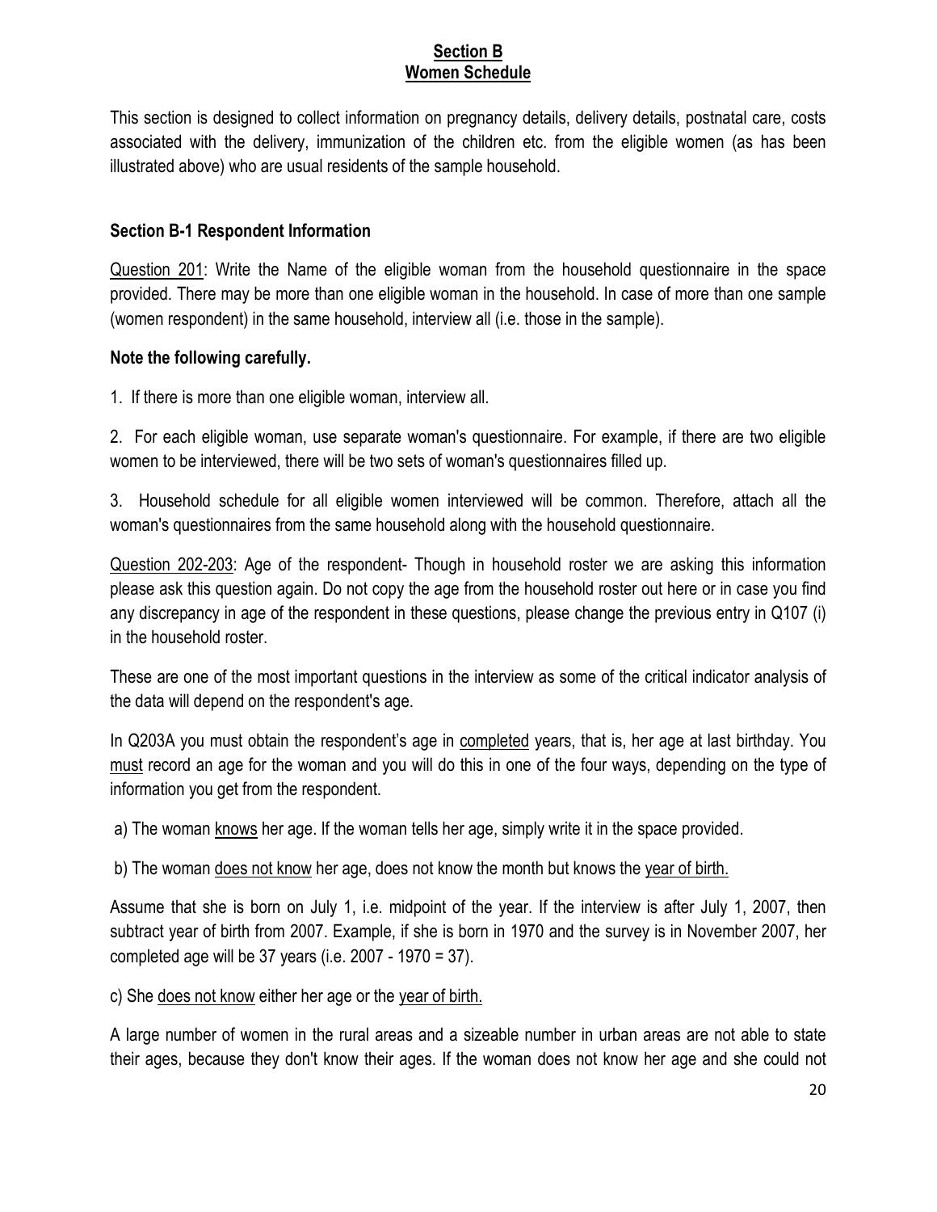## Section B
## Women Schedule

This section is designed to collect information on pregnancy details, delivery details, postnatal care, costs associated with the delivery, immunization of the children etc. from the eligible women (as has been illustrated above) who are usual residents of the sample household.

### Section B-1 Respondent Information

<u>Question 201</u>: Write the Name of the eligible woman from the household questionnaire in the space provided. There may be more than one eligible woman in the household. In case of more than one sample (women respondent) in the same household, interview all (i.e. those in the sample).

**Note the following carefully.**

1. If there is more than one eligible woman, interview all.

2. For each eligible woman, use separate woman's questionnaire. For example, if there are two eligible women to be interviewed, there will be two sets of woman's questionnaires filled up.

3. Household schedule for all eligible women interviewed will be common. Therefore, attach all the woman's questionnaires from the same household along with the household questionnaire.

<u>Question 202-203</u>: Age of the respondent- Though in household roster we are asking this information please ask this question again. Do not copy the age from the household roster out here or in case you find any discrepancy in age of the respondent in these questions, please change the previous entry in Q107 (i) in the household roster.

These are one of the most important questions in the interview as some of the critical indicator analysis of the data will depend on the respondent's age.

In Q203A you must obtain the respondent's age in <u>completed</u> years, that is, her age at last birthday. You <u>must</u> record an age for the woman and you will do this in one of the four ways, depending on the type of information you get from the respondent.

a) The woman <u>knows</u> her age. If the woman tells her age, simply write it in the space provided.

b) The woman <u>does not know</u> her age, does not know the month but knows the <u>year of birth.</u>

Assume that she is born on July 1, i.e. midpoint of the year. If the interview is after July 1, 2007, then subtract year of birth from 2007. Example, if she is born in 1970 and the survey is in November 2007, her completed age will be 37 years (i.e. 2007 - 1970 = 37).

c) She <u>does not know</u> either her age or the <u>year of birth.</u>

A large number of women in the rural areas and a sizeable number in urban areas are not able to state their ages, because they don't know their ages. If the woman does not know her age and she could not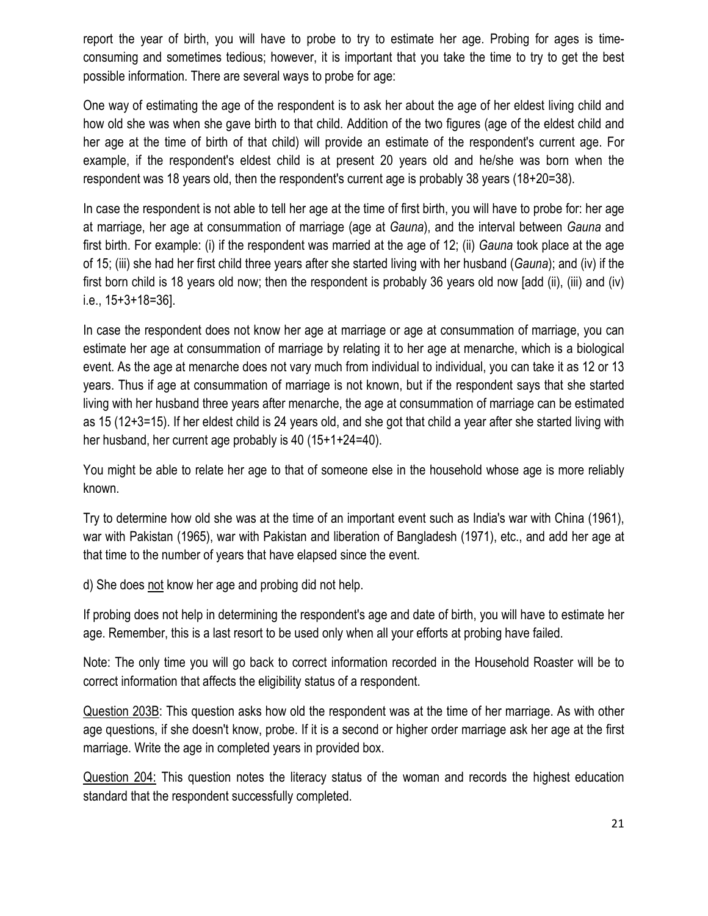report the year of birth, you will have to probe to try to estimate her age. Probing for ages is time-consuming and sometimes tedious; however, it is important that you take the time to try to get the best possible information. There are several ways to probe for age:

One way of estimating the age of the respondent is to ask her about the age of her eldest living child and how old she was when she gave birth to that child. Addition of the two figures (age of the eldest child and her age at the time of birth of that child) will provide an estimate of the respondent's current age. For example, if the respondent's eldest child is at present 20 years old and he/she was born when the respondent was 18 years old, then the respondent's current age is probably 38 years (18+20=38).

In case the respondent is not able to tell her age at the time of first birth, you will have to probe for: her age at marriage, her age at consummation of marriage (age at *Gauna*), and the interval between *Gauna* and first birth. For example: (i) if the respondent was married at the age of 12; (ii) *Gauna* took place at the age of 15; (iii) she had her first child three years after she started living with her husband (*Gauna*); and (iv) if the first born child is 18 years old now; then the respondent is probably 36 years old now [add (ii), (iii) and (iv) i.e., 15+3+18=36].

In case the respondent does not know her age at marriage or age at consummation of marriage, you can estimate her age at consummation of marriage by relating it to her age at menarche, which is a biological event. As the age at menarche does not vary much from individual to individual, you can take it as 12 or 13 years. Thus if age at consummation of marriage is not known, but if the respondent says that she started living with her husband three years after menarche, the age at consummation of marriage can be estimated as 15 (12+3=15). If her eldest child is 24 years old, and she got that child a year after she started living with her husband, her current age probably is 40 (15+1+24=40).

You might be able to relate her age to that of someone else in the household whose age is more reliably known.

Try to determine how old she was at the time of an important event such as India's war with China (1961), war with Pakistan (1965), war with Pakistan and liberation of Bangladesh (1971), etc., and add her age at that time to the number of years that have elapsed since the event.

d) She does <u>not</u> know her age and probing did not help.

If probing does not help in determining the respondent's age and date of birth, you will have to estimate her age. Remember, this is a last resort to be used only when all your efforts at probing have failed.

Note: The only time you will go back to correct information recorded in the Household Roaster will be to correct information that affects the eligibility status of a respondent.

<u>Question 203B</u>: This question asks how old the respondent was at the time of her marriage. As with other age questions, if she doesn't know, probe. If it is a second or higher order marriage ask her age at the first marriage. Write the age in completed years in provided box.

<u>Question 204:</u> This question notes the literacy status of the woman and records the highest education standard that the respondent successfully completed.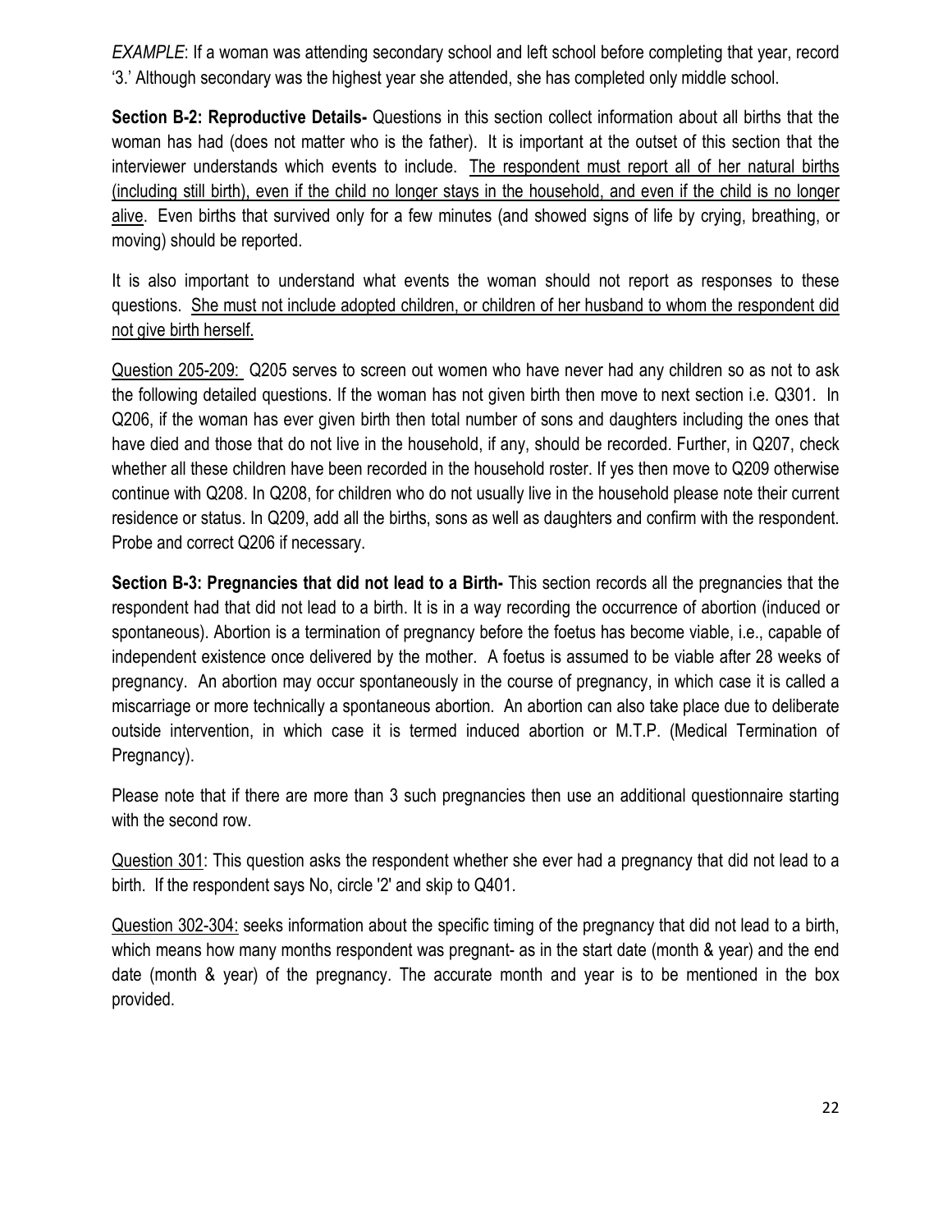*EXAMPLE*: If a woman was attending secondary school and left school before completing that year, record '3.' Although secondary was the highest year she attended, she has completed only middle school.

**Section B-2: Reproductive Details-** Questions in this section collect information about all births that the woman has had (does not matter who is the father). It is important at the outset of this section that the interviewer understands which events to include. <u>The respondent must report all of her natural births (including still birth), even if the child no longer stays in the household, and even if the child is no longer alive</u>. Even births that survived only for a few minutes (and showed signs of life by crying, breathing, or moving) should be reported.

It is also important to understand what events the woman should not report as responses to these questions. <u>She must not include adopted children, or children of her husband to whom the respondent did not give birth herself.</u>

<u>Question 205-209:</u> Q205 serves to screen out women who have never had any children so as not to ask the following detailed questions. If the woman has not given birth then move to next section i.e. Q301. In Q206, if the woman has ever given birth then total number of sons and daughters including the ones that have died and those that do not live in the household, if any, should be recorded. Further, in Q207, check whether all these children have been recorded in the household roster. If yes then move to Q209 otherwise continue with Q208. In Q208, for children who do not usually live in the household please note their current residence or status. In Q209, add all the births, sons as well as daughters and confirm with the respondent. Probe and correct Q206 if necessary.

**Section B-3: Pregnancies that did not lead to a Birth-** This section records all the pregnancies that the respondent had that did not lead to a birth. It is in a way recording the occurrence of abortion (induced or spontaneous). Abortion is a termination of pregnancy before the foetus has become viable, i.e., capable of independent existence once delivered by the mother. A foetus is assumed to be viable after 28 weeks of pregnancy. An abortion may occur spontaneously in the course of pregnancy, in which case it is called a miscarriage or more technically a spontaneous abortion. An abortion can also take place due to deliberate outside intervention, in which case it is termed induced abortion or M.T.P. (Medical Termination of Pregnancy).

Please note that if there are more than 3 such pregnancies then use an additional questionnaire starting with the second row.

<u>Question 301</u>: This question asks the respondent whether she ever had a pregnancy that did not lead to a birth. If the respondent says No, circle '2' and skip to Q401.

<u>Question 302-304:</u> seeks information about the specific timing of the pregnancy that did not lead to a birth, which means how many months respondent was pregnant- as in the start date (month & year) and the end date (month & year) of the pregnancy. The accurate month and year is to be mentioned in the box provided.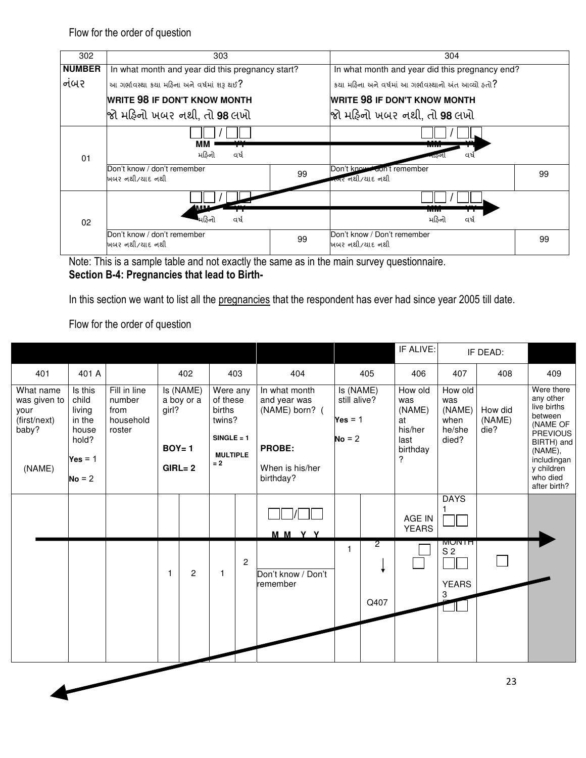Flow for the order of question

| 302 | 303 | | 304 | |
|---|---|---|---|---|
| **NUMBER** નંબર | In what month and year did this pregnancy start? આ ગર્ભાવસ્થા કયા મહિના અને વર્ષમાં શરૂ થઈ? **WRITE 98 IF DON'T KNOW MONTH** **જો મહિનો ખબર નથી, તો 98 લખો** | | In what month and year did this pregnancy end? કયા મહિના અને વર્ષમાં આ ગર્ભાવસ્થાનો અંત આવ્યો હતો? **WRITE 98 IF DON'T KNOW MONTH** **જો મહિનો ખબર નથી, તો 98 લખો** | |
| 01 | ☐☐ / ☐☐ MM YY મહિનો વર્ષ | | ☐☐ / ☐☐ MM YY મહિનો વર્ષ | |
| | Don't know / don't remember ખબર નથી/યાદ નથી | 99 | Don't know / don't remember ખબર નથી/યાદ નથી | 99 |
| 02 | ☐☐ / ☐☐ MM YY મહિનો વર્ષ | | ☐☐ / ☐☐ MM YY મહિનો વર્ષ | |
| | Don't know / don't remember ખબર નથી/યાદ નથી | 99 | Don't know / Don't remember ખબર નથી/યાદ નથી | 99 |

Note: This is a sample table and not exactly the same as in the main survey questionnaire.

**Section B-4: Pregnancies that lead to Birth-**

In this section we want to list all the pregnancies that the respondent has ever had since year 2005 till date.

Flow for the order of question

| | | | | | | | | | | IF ALIVE: | IF DEAD: | | |
|---|---|---|---|---|---|---|---|---|---|---|---|---|---|
| 401 | 401 A | | 402 | | 403 | | 404 | 405 | | 406 | 407 | 408 | 409 |
| What name was given to your (first/next) baby? (NAME) | Is this child living in the house hold? **Yes** = 1 **No** = 2 | Fill in line number from household roster | Is (NAME) a boy or a girl? **BOY= 1** **GIRL= 2** | | Were any of these births twins? **SINGLE = 1** **MULTIPLE = 2** | | In what month and year was (NAME) born? ( **PROBE:** When is his/her birthday? | Is (NAME) still alive? **Yes** = 1 **No** = 2 | | How old was (NAME) at his/her last birthday? | How old was (NAME) when he/she died? | How did (NAME) die? | Were there any other live births between (NAME OF PREVIOUS BIRTH) and (NAME), includingany children who died after birth? |
| | | | 1 | 2 | 1 | 2 | ☐☐/☐☐ M M Y Y Don't know / Don't remember | 1 | 2 ↓ Q407 | AGE IN YEARS ☐ ☐ | DAYS 1 ☐☐ MONTHS 2 ☐☐ YEARS 3 ☐☐ | ☐ | |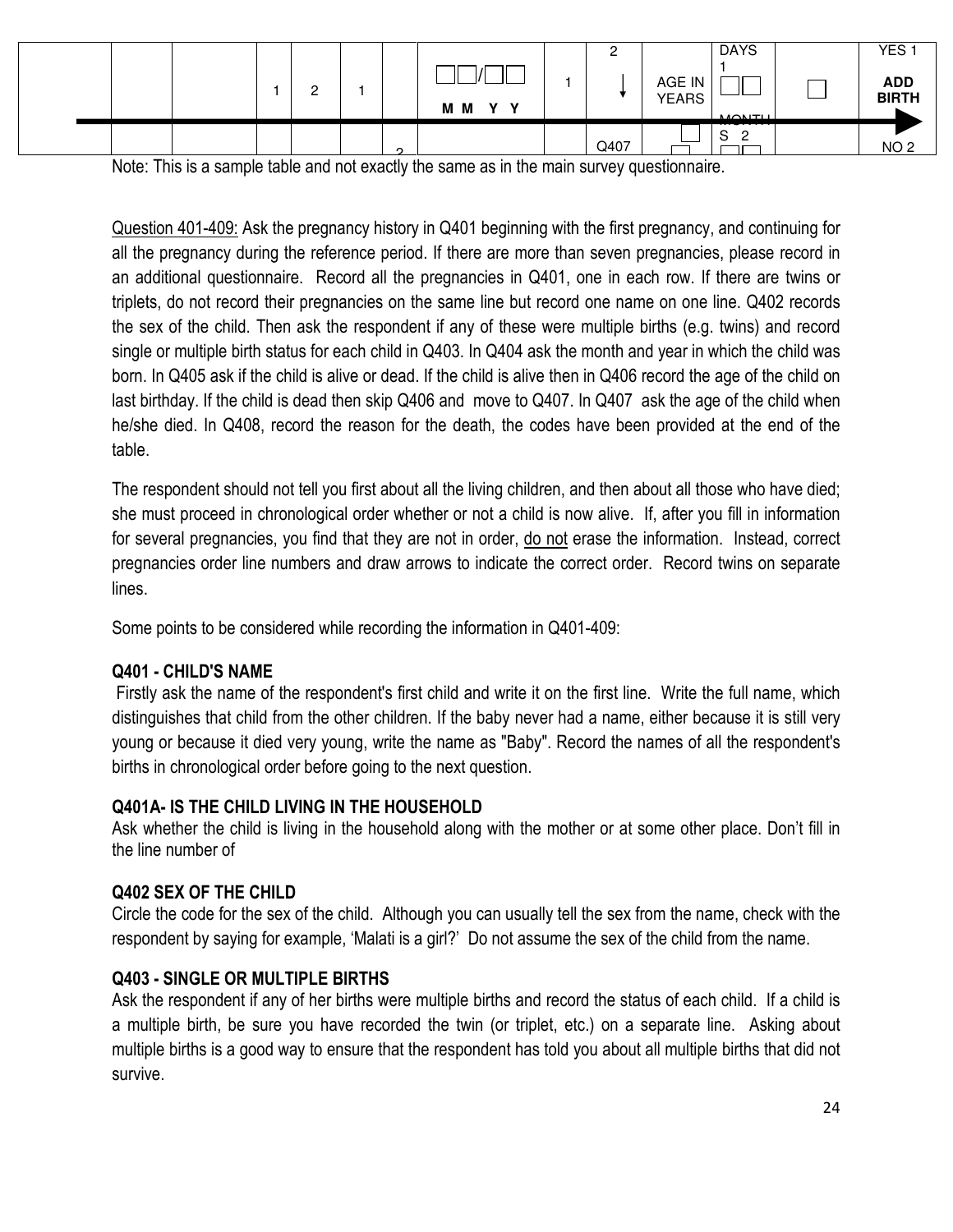| | | | | | | | | | | | | |
|---|---|---|---|---|---|---|---|---|---|---|---|---|
| | | 1 | 2 | 1 | | □□/□□ M M Y Y | 1 | 2 ↓ | AGE IN YEARS | DAYS 1 □□ MONTHS 2 | □ | YES 1 ADD BIRTH |
| | | | | | 2 | | | Q407 | □ | □□ | | NO 2 |

Note: This is a sample table and not exactly the same as in the main survey questionnaire.

Question 401-409: Ask the pregnancy history in Q401 beginning with the first pregnancy, and continuing for all the pregnancy during the reference period. If there are more than seven pregnancies, please record in an additional questionnaire. Record all the pregnancies in Q401, one in each row. If there are twins or triplets, do not record their pregnancies on the same line but record one name on one line. Q402 records the sex of the child. Then ask the respondent if any of these were multiple births (e.g. twins) and record single or multiple birth status for each child in Q403. In Q404 ask the month and year in which the child was born. In Q405 ask if the child is alive or dead. If the child is alive then in Q406 record the age of the child on last birthday. If the child is dead then skip Q406 and move to Q407. In Q407 ask the age of the child when he/she died. In Q408, record the reason for the death, the codes have been provided at the end of the table.

The respondent should not tell you first about all the living children, and then about all those who have died; she must proceed in chronological order whether or not a child is now alive. If, after you fill in information for several pregnancies, you find that they are not in order, do not erase the information. Instead, correct pregnancies order line numbers and draw arrows to indicate the correct order. Record twins on separate lines.

Some points to be considered while recording the information in Q401-409:

### Q401 - CHILD'S NAME

Firstly ask the name of the respondent's first child and write it on the first line. Write the full name, which distinguishes that child from the other children. If the baby never had a name, either because it is still very young or because it died very young, write the name as "Baby". Record the names of all the respondent's births in chronological order before going to the next question.

### Q401A- IS THE CHILD LIVING IN THE HOUSEHOLD

Ask whether the child is living in the household along with the mother or at some other place. Don't fill in the line number of

### Q402 SEX OF THE CHILD

Circle the code for the sex of the child. Although you can usually tell the sex from the name, check with the respondent by saying for example, 'Malati is a girl?' Do not assume the sex of the child from the name.

### Q403 - SINGLE OR MULTIPLE BIRTHS

Ask the respondent if any of her births were multiple births and record the status of each child. If a child is a multiple birth, be sure you have recorded the twin (or triplet, etc.) on a separate line. Asking about multiple births is a good way to ensure that the respondent has told you about all multiple births that did not survive.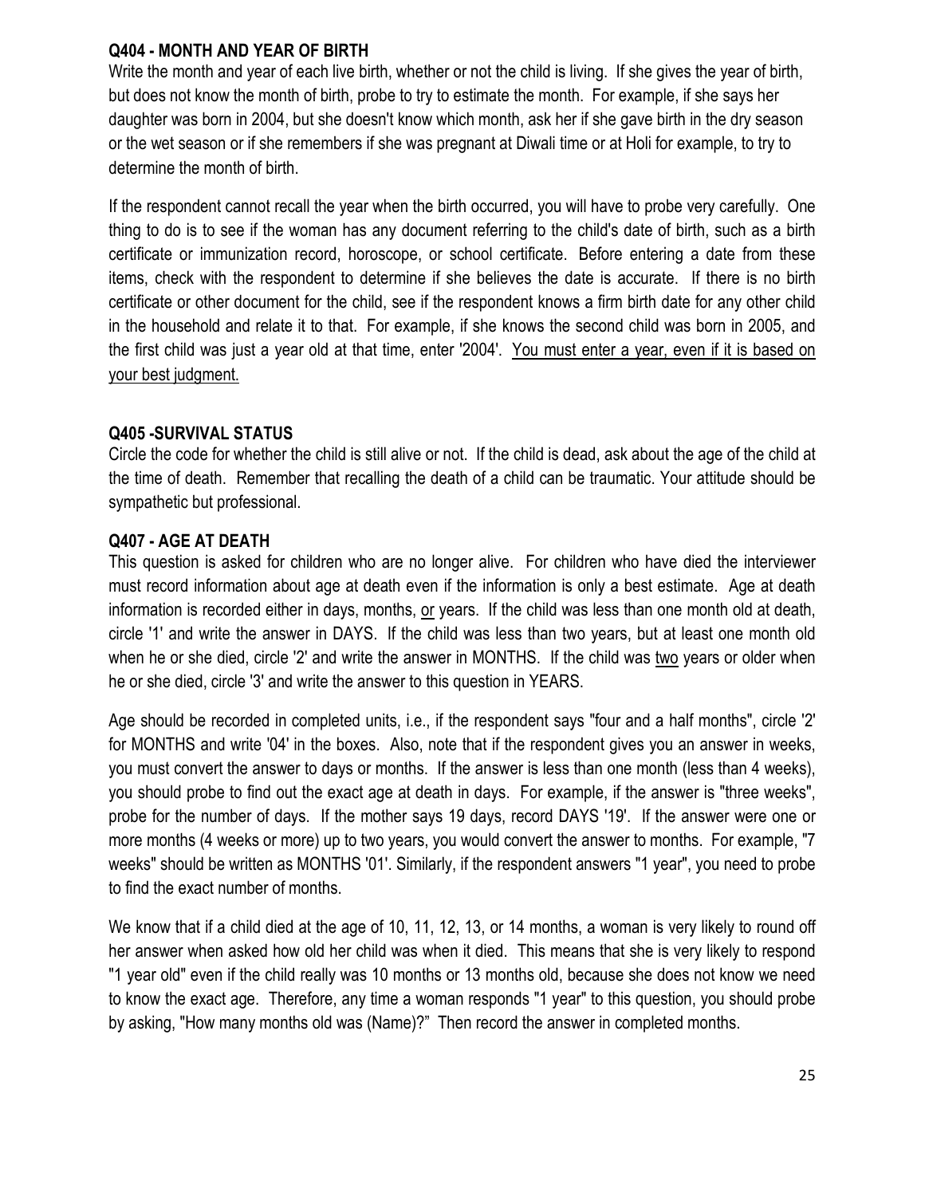**Q404 - MONTH AND YEAR OF BIRTH**

Write the month and year of each live birth, whether or not the child is living. If she gives the year of birth, but does not know the month of birth, probe to try to estimate the month. For example, if she says her daughter was born in 2004, but she doesn't know which month, ask her if she gave birth in the dry season or the wet season or if she remembers if she was pregnant at Diwali time or at Holi for example, to try to determine the month of birth.

If the respondent cannot recall the year when the birth occurred, you will have to probe very carefully. One thing to do is to see if the woman has any document referring to the child's date of birth, such as a birth certificate or immunization record, horoscope, or school certificate. Before entering a date from these items, check with the respondent to determine if she believes the date is accurate. If there is no birth certificate or other document for the child, see if the respondent knows a firm birth date for any other child in the household and relate it to that. For example, if she knows the second child was born in 2005, and the first child was just a year old at that time, enter '2004'. <u>You must enter a year, even if it is based on your best judgment.</u>

**Q405 -SURVIVAL STATUS**

Circle the code for whether the child is still alive or not. If the child is dead, ask about the age of the child at the time of death. Remember that recalling the death of a child can be traumatic. Your attitude should be sympathetic but professional.

**Q407 - AGE AT DEATH**

This question is asked for children who are no longer alive. For children who have died the interviewer must record information about age at death even if the information is only a best estimate. Age at death information is recorded either in days, months, <u>or</u> years. If the child was less than one month old at death, circle '1' and write the answer in DAYS. If the child was less than two years, but at least one month old when he or she died, circle '2' and write the answer in MONTHS. If the child was <u>two</u> years or older when he or she died, circle '3' and write the answer to this question in YEARS.

Age should be recorded in completed units, i.e., if the respondent says "four and a half months", circle '2' for MONTHS and write '04' in the boxes. Also, note that if the respondent gives you an answer in weeks, you must convert the answer to days or months. If the answer is less than one month (less than 4 weeks), you should probe to find out the exact age at death in days. For example, if the answer is "three weeks", probe for the number of days. If the mother says 19 days, record DAYS '19'. If the answer were one or more months (4 weeks or more) up to two years, you would convert the answer to months. For example, "7 weeks" should be written as MONTHS '01'. Similarly, if the respondent answers "1 year", you need to probe to find the exact number of months.

We know that if a child died at the age of 10, 11, 12, 13, or 14 months, a woman is very likely to round off her answer when asked how old her child was when it died. This means that she is very likely to respond "1 year old" even if the child really was 10 months or 13 months old, because she does not know we need to know the exact age. Therefore, any time a woman responds "1 year" to this question, you should probe by asking, "How many months old was (Name)?" Then record the answer in completed months.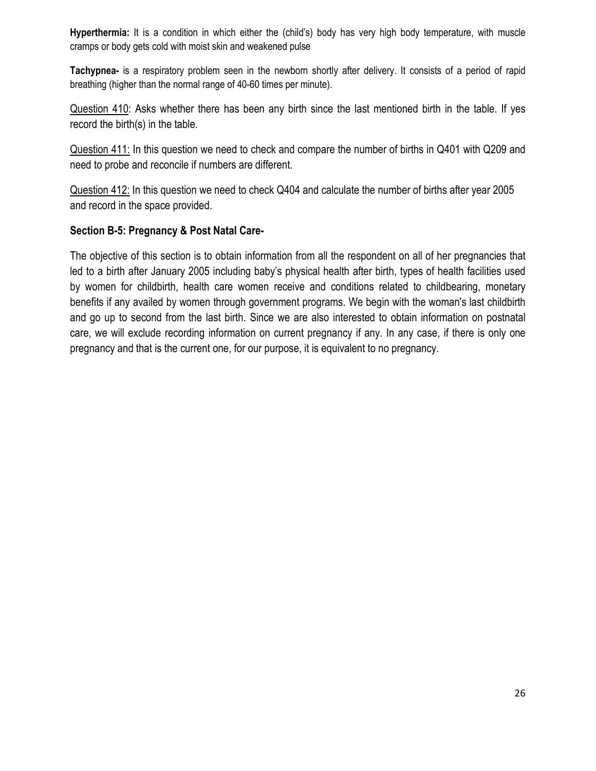**Hyperthermia:** It is a condition in which either the (child's) body has very high body temperature, with muscle cramps or body gets cold with moist skin and weakened pulse

**Tachypnea-** is a respiratory problem seen in the newborn shortly after delivery. It consists of a period of rapid breathing (higher than the normal range of 40-60 times per minute).

<u>Question 410</u>: Asks whether there has been any birth since the last mentioned birth in the table. If yes record the birth(s) in the table.

<u>Question 411:</u> In this question we need to check and compare the number of births in Q401 with Q209 and need to probe and reconcile if numbers are different.

<u>Question 412:</u> In this question we need to check Q404 and calculate the number of births after year 2005 and record in the space provided.

### Section B-5: Pregnancy & Post Natal Care-

The objective of this section is to obtain information from all the respondent on all of her pregnancies that led to a birth after January 2005 including baby's physical health after birth, types of health facilities used by women for childbirth, health care women receive and conditions related to childbearing, monetary benefits if any availed by women through government programs. We begin with the woman's last childbirth and go up to second from the last birth. Since we are also interested to obtain information on postnatal care, we will exclude recording information on current pregnancy if any. In any case, if there is only one pregnancy and that is the current one, for our purpose, it is equivalent to no pregnancy.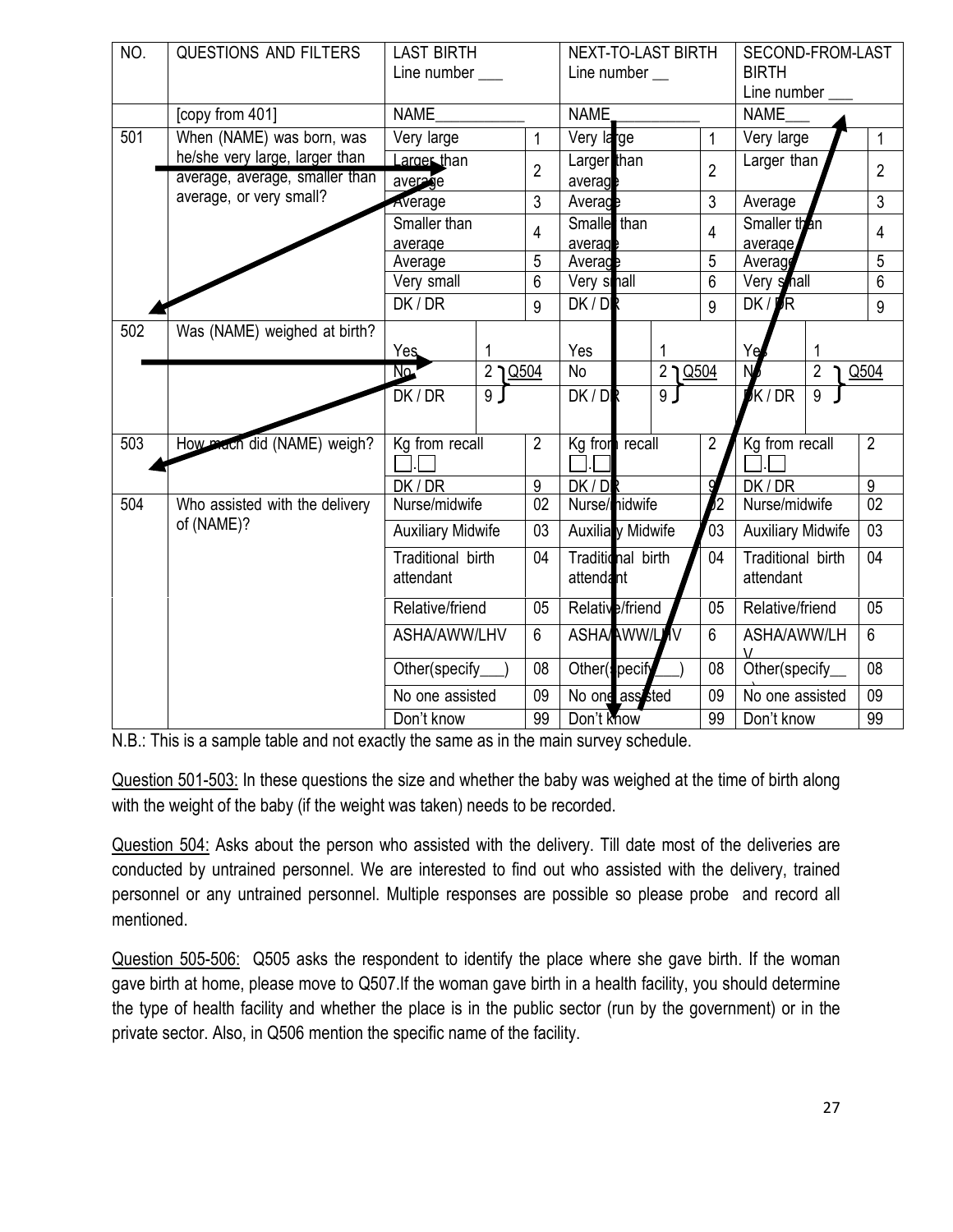| NO. | QUESTIONS AND FILTERS | LAST BIRTH<br>Line number ___ | | NEXT-TO-LAST BIRTH<br>Line number __ | | SECOND-FROM-LAST BIRTH<br>Line number ___ | |
|---|---|---|---|---|---|---|---|
| | [copy from 401] | NAME___________ | | NAME___________ | | NAME___ | |
| 501 | When (NAME) was born, was he/she very large, larger than average, average, smaller than average, or very small? | Very large | 1 | Very large | 1 | Very large | 1 |
| | | Larger than average | 2 | Larger than average | 2 | Larger than | 2 |
| | | Average | 3 | Average | 3 | Average | 3 |
| | | Smaller than average | 4 | Smaller than average | 4 | Smaller than average | 4 |
| | | Average | 5 | Average | 5 | Average | 5 |
| | | Very small | 6 | Very small | 6 | Very small | 6 |
| | | DK / DR | 9 | DK / DR | 9 | DK / DR | 9 |
| 502 | Was (NAME) weighed at birth? | Yes | 1 | Yes | 1 | Yes | 1 |
| | | No | 2 } Q504 | No | 2 } Q504 | No | 2 } Q504 |
| | | DK / DR | 9 } | DK / DR | 9 } | DK / DR | 9 } |
| 503 | How much did (NAME) weigh? | Kg from recall<br>☐.☐ | 2 | Kg from recall<br>☐.☐ | 2 | Kg from recall<br>☐.☐ | 2 |
| | | DK / DR | 9 | DK / DR | 9 | DK / DR | 9 |
| 504 | Who assisted with the delivery of (NAME)? | Nurse/midwife | 02 | Nurse/midwife | 02 | Nurse/midwife | 02 |
| | | Auxiliary Midwife | 03 | Auxiliary Midwife | 03 | Auxiliary Midwife | 03 |
| | | Traditional birth attendant | 04 | Traditional birth attendant | 04 | Traditional birth attendant | 04 |
| | | Relative/friend | 05 | Relative/friend | 05 | Relative/friend | 05 |
| | | ASHA/AWW/LHV | 6 | ASHA/AWW/LHV | 6 | ASHA/AWW/LHV | 6 |
| | | Other(specify___) | 08 | Other(specify___) | 08 | Other(specify__) | 08 |
| | | No one assisted | 09 | No one assisted | 09 | No one assisted | 09 |
| | | Don't know | 99 | Don't know | 99 | Don't know | 99 |

N.B.: This is a sample table and not exactly the same as in the main survey schedule.

Question 501-503: In these questions the size and whether the baby was weighed at the time of birth along with the weight of the baby (if the weight was taken) needs to be recorded.

Question 504: Asks about the person who assisted with the delivery. Till date most of the deliveries are conducted by untrained personnel. We are interested to find out who assisted with the delivery, trained personnel or any untrained personnel. Multiple responses are possible so please probe and record all mentioned.

Question 505-506: Q505 asks the respondent to identify the place where she gave birth. If the woman gave birth at home, please move to Q507.If the woman gave birth in a health facility, you should determine the type of health facility and whether the place is in the public sector (run by the government) or in the private sector. Also, in Q506 mention the specific name of the facility.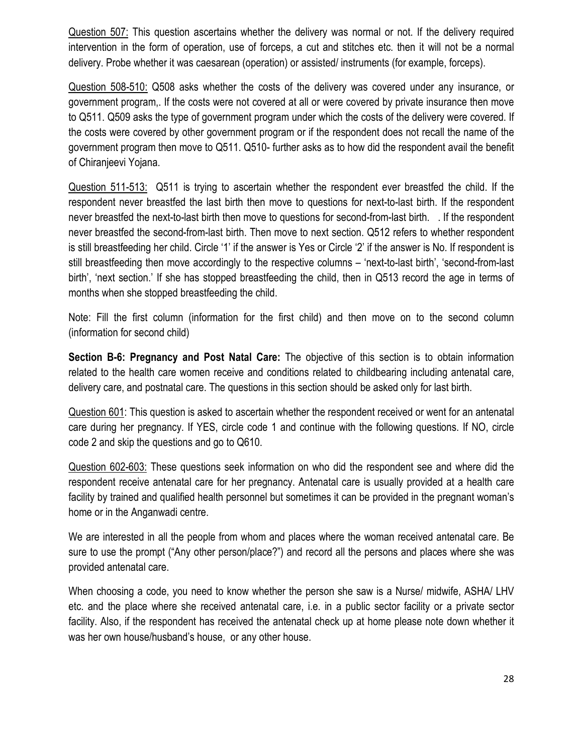<u>Question 507:</u> This question ascertains whether the delivery was normal or not. If the delivery required intervention in the form of operation, use of forceps, a cut and stitches etc. then it will not be a normal delivery. Probe whether it was caesarean (operation) or assisted/ instruments (for example, forceps).

<u>Question 508-510:</u> Q508 asks whether the costs of the delivery was covered under any insurance, or government program,. If the costs were not covered at all or were covered by private insurance then move to Q511. Q509 asks the type of government program under which the costs of the delivery were covered. If the costs were covered by other government program or if the respondent does not recall the name of the government program then move to Q511. Q510- further asks as to how did the respondent avail the benefit of Chiranjeevi Yojana.

<u>Question 511-513:</u> Q511 is trying to ascertain whether the respondent ever breastfed the child. If the respondent never breastfed the last birth then move to questions for next-to-last birth. If the respondent never breastfed the next-to-last birth then move to questions for second-from-last birth. . If the respondent never breastfed the second-from-last birth. Then move to next section. Q512 refers to whether respondent is still breastfeeding her child. Circle '1' if the answer is Yes or Circle '2' if the answer is No. If respondent is still breastfeeding then move accordingly to the respective columns – 'next-to-last birth', 'second-from-last birth', 'next section.' If she has stopped breastfeeding the child, then in Q513 record the age in terms of months when she stopped breastfeeding the child.

Note: Fill the first column (information for the first child) and then move on to the second column (information for second child)

**Section B-6: Pregnancy and Post Natal Care:** The objective of this section is to obtain information related to the health care women receive and conditions related to childbearing including antenatal care, delivery care, and postnatal care. The questions in this section should be asked only for last birth.

<u>Question 601</u>: This question is asked to ascertain whether the respondent received or went for an antenatal care during her pregnancy. If YES, circle code 1 and continue with the following questions. If NO, circle code 2 and skip the questions and go to Q610.

<u>Question 602-603:</u> These questions seek information on who did the respondent see and where did the respondent receive antenatal care for her pregnancy. Antenatal care is usually provided at a health care facility by trained and qualified health personnel but sometimes it can be provided in the pregnant woman's home or in the Anganwadi centre.

We are interested in all the people from whom and places where the woman received antenatal care. Be sure to use the prompt ("Any other person/place?") and record all the persons and places where she was provided antenatal care.

When choosing a code, you need to know whether the person she saw is a Nurse/ midwife, ASHA/ LHV etc. and the place where she received antenatal care, i.e. in a public sector facility or a private sector facility. Also, if the respondent has received the antenatal check up at home please note down whether it was her own house/husband's house, or any other house.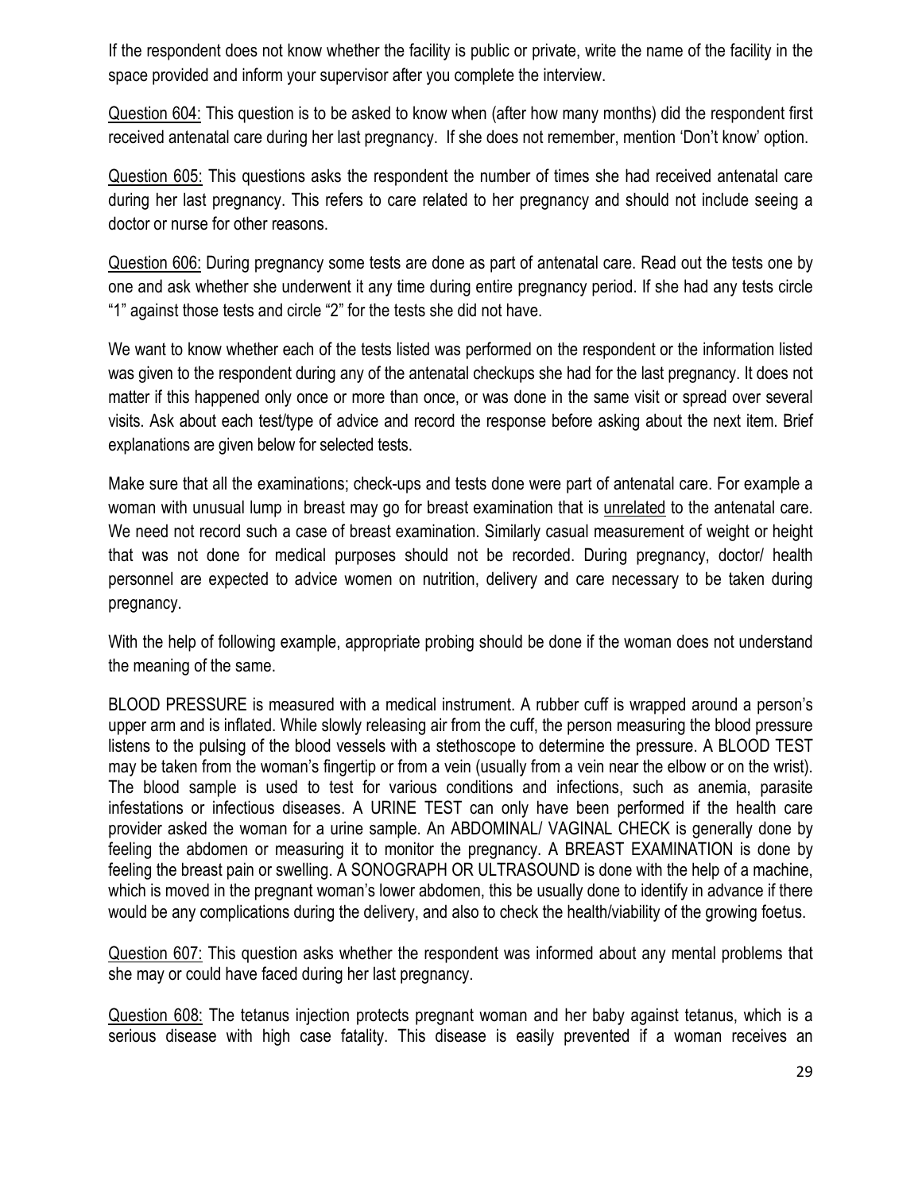If the respondent does not know whether the facility is public or private, write the name of the facility in the space provided and inform your supervisor after you complete the interview.

<u>Question 604:</u> This question is to be asked to know when (after how many months) did the respondent first received antenatal care during her last pregnancy. If she does not remember, mention 'Don't know' option.

<u>Question 605:</u> This questions asks the respondent the number of times she had received antenatal care during her last pregnancy. This refers to care related to her pregnancy and should not include seeing a doctor or nurse for other reasons.

<u>Question 606:</u> During pregnancy some tests are done as part of antenatal care. Read out the tests one by one and ask whether she underwent it any time during entire pregnancy period. If she had any tests circle "1" against those tests and circle "2" for the tests she did not have.

We want to know whether each of the tests listed was performed on the respondent or the information listed was given to the respondent during any of the antenatal checkups she had for the last pregnancy. It does not matter if this happened only once or more than once, or was done in the same visit or spread over several visits. Ask about each test/type of advice and record the response before asking about the next item. Brief explanations are given below for selected tests.

Make sure that all the examinations; check-ups and tests done were part of antenatal care. For example a woman with unusual lump in breast may go for breast examination that is <u>unrelated</u> to the antenatal care. We need not record such a case of breast examination. Similarly casual measurement of weight or height that was not done for medical purposes should not be recorded. During pregnancy, doctor/ health personnel are expected to advice women on nutrition, delivery and care necessary to be taken during pregnancy.

With the help of following example, appropriate probing should be done if the woman does not understand the meaning of the same.

BLOOD PRESSURE is measured with a medical instrument. A rubber cuff is wrapped around a person's upper arm and is inflated. While slowly releasing air from the cuff, the person measuring the blood pressure listens to the pulsing of the blood vessels with a stethoscope to determine the pressure. A BLOOD TEST may be taken from the woman's fingertip or from a vein (usually from a vein near the elbow or on the wrist). The blood sample is used to test for various conditions and infections, such as anemia, parasite infestations or infectious diseases. A URINE TEST can only have been performed if the health care provider asked the woman for a urine sample. An ABDOMINAL/ VAGINAL CHECK is generally done by feeling the abdomen or measuring it to monitor the pregnancy. A BREAST EXAMINATION is done by feeling the breast pain or swelling. A SONOGRAPH OR ULTRASOUND is done with the help of a machine, which is moved in the pregnant woman's lower abdomen, this be usually done to identify in advance if there would be any complications during the delivery, and also to check the health/viability of the growing foetus.

<u>Question 607:</u> This question asks whether the respondent was informed about any mental problems that she may or could have faced during her last pregnancy.

<u>Question 608:</u> The tetanus injection protects pregnant woman and her baby against tetanus, which is a serious disease with high case fatality. This disease is easily prevented if a woman receives an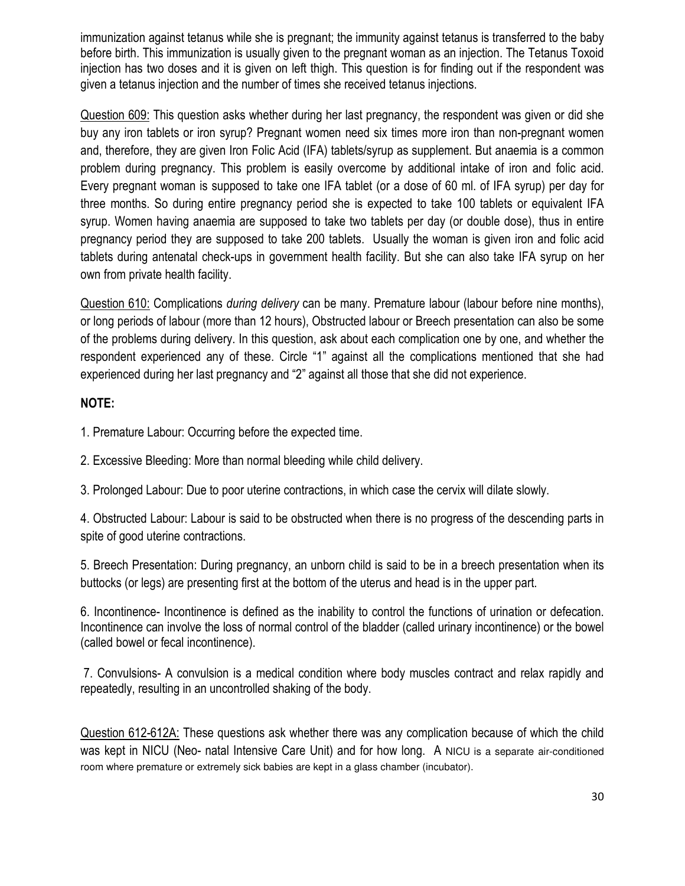immunization against tetanus while she is pregnant; the immunity against tetanus is transferred to the baby before birth. This immunization is usually given to the pregnant woman as an injection. The Tetanus Toxoid injection has two doses and it is given on left thigh. This question is for finding out if the respondent was given a tetanus injection and the number of times she received tetanus injections.

<u>Question 609:</u> This question asks whether during her last pregnancy, the respondent was given or did she buy any iron tablets or iron syrup? Pregnant women need six times more iron than non-pregnant women and, therefore, they are given Iron Folic Acid (IFA) tablets/syrup as supplement. But anaemia is a common problem during pregnancy. This problem is easily overcome by additional intake of iron and folic acid. Every pregnant woman is supposed to take one IFA tablet (or a dose of 60 ml. of IFA syrup) per day for three months. So during entire pregnancy period she is expected to take 100 tablets or equivalent IFA syrup. Women having anaemia are supposed to take two tablets per day (or double dose), thus in entire pregnancy period they are supposed to take 200 tablets. Usually the woman is given iron and folic acid tablets during antenatal check-ups in government health facility. But she can also take IFA syrup on her own from private health facility.

<u>Question 610:</u> Complications *during delivery* can be many. Premature labour (labour before nine months), or long periods of labour (more than 12 hours), Obstructed labour or Breech presentation can also be some of the problems during delivery. In this question, ask about each complication one by one, and whether the respondent experienced any of these. Circle "1" against all the complications mentioned that she had experienced during her last pregnancy and "2" against all those that she did not experience.

**NOTE:**

1. Premature Labour: Occurring before the expected time.

2. Excessive Bleeding: More than normal bleeding while child delivery.

3. Prolonged Labour: Due to poor uterine contractions, in which case the cervix will dilate slowly.

4. Obstructed Labour: Labour is said to be obstructed when there is no progress of the descending parts in spite of good uterine contractions.

5. Breech Presentation: During pregnancy, an unborn child is said to be in a breech presentation when its buttocks (or legs) are presenting first at the bottom of the uterus and head is in the upper part.

6. Incontinence- Incontinence is defined as the inability to control the functions of urination or defecation. Incontinence can involve the loss of normal control of the bladder (called urinary incontinence) or the bowel (called bowel or fecal incontinence).

7. Convulsions- A convulsion is a medical condition where body muscles contract and relax rapidly and repeatedly, resulting in an uncontrolled shaking of the body.

<u>Question 612-612A:</u> These questions ask whether there was any complication because of which the child was kept in NICU (Neo- natal Intensive Care Unit) and for how long. A NICU is a separate air-conditioned room where premature or extremely sick babies are kept in a glass chamber (incubator).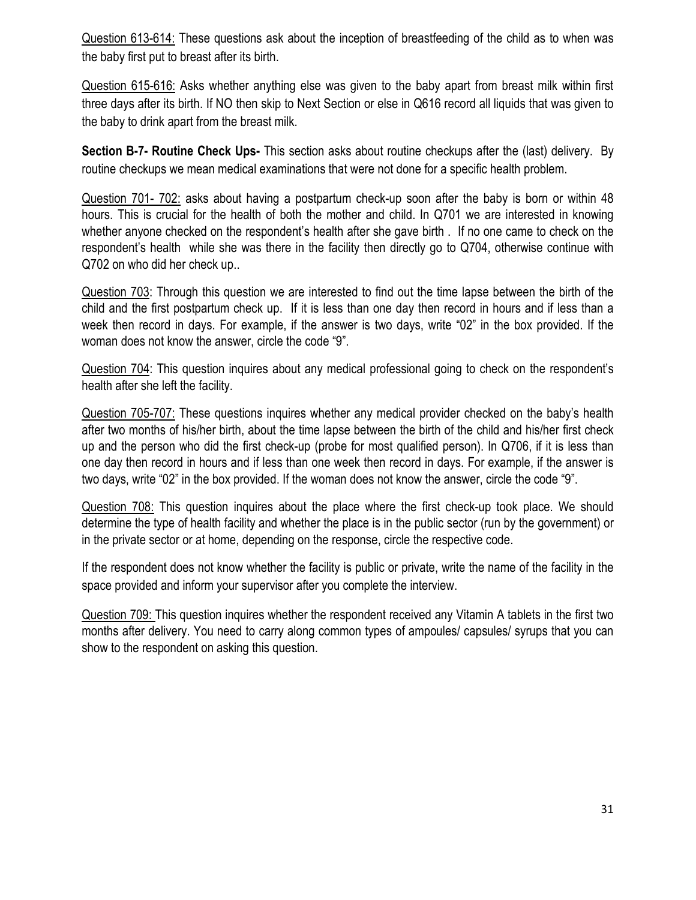Question 613-614: These questions ask about the inception of breastfeeding of the child as to when was the baby first put to breast after its birth.

Question 615-616: Asks whether anything else was given to the baby apart from breast milk within first three days after its birth. If NO then skip to Next Section or else in Q616 record all liquids that was given to the baby to drink apart from the breast milk.

**Section B-7- Routine Check Ups-** This section asks about routine checkups after the (last) delivery. By routine checkups we mean medical examinations that were not done for a specific health problem.

Question 701- 702: asks about having a postpartum check-up soon after the baby is born or within 48 hours. This is crucial for the health of both the mother and child. In Q701 we are interested in knowing whether anyone checked on the respondent's health after she gave birth . If no one came to check on the respondent's health while she was there in the facility then directly go to Q704, otherwise continue with Q702 on who did her check up..

Question 703: Through this question we are interested to find out the time lapse between the birth of the child and the first postpartum check up. If it is less than one day then record in hours and if less than a week then record in days. For example, if the answer is two days, write "02" in the box provided. If the woman does not know the answer, circle the code "9".

Question 704: This question inquires about any medical professional going to check on the respondent's health after she left the facility.

Question 705-707: These questions inquires whether any medical provider checked on the baby's health after two months of his/her birth, about the time lapse between the birth of the child and his/her first check up and the person who did the first check-up (probe for most qualified person). In Q706, if it is less than one day then record in hours and if less than one week then record in days. For example, if the answer is two days, write "02" in the box provided. If the woman does not know the answer, circle the code "9".

Question 708: This question inquires about the place where the first check-up took place. We should determine the type of health facility and whether the place is in the public sector (run by the government) or in the private sector or at home, depending on the response, circle the respective code.

If the respondent does not know whether the facility is public or private, write the name of the facility in the space provided and inform your supervisor after you complete the interview.

Question 709: This question inquires whether the respondent received any Vitamin A tablets in the first two months after delivery. You need to carry along common types of ampoules/ capsules/ syrups that you can show to the respondent on asking this question.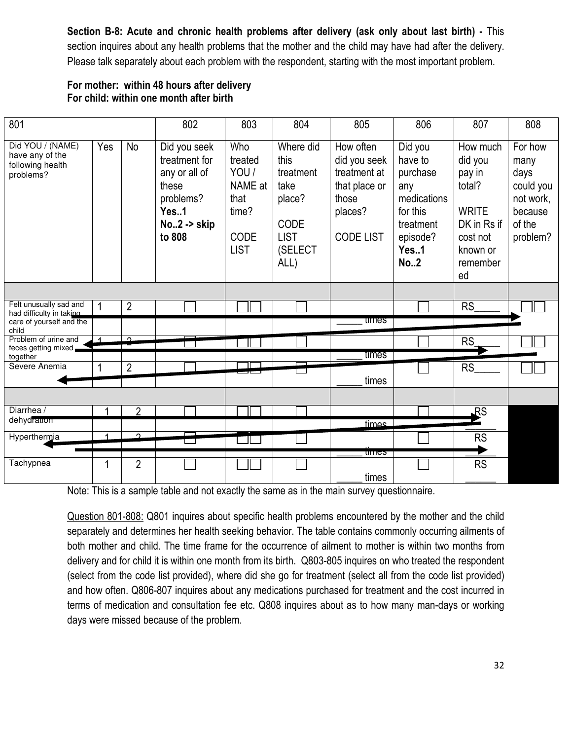**Section B-8: Acute and chronic health problems after delivery (ask only about last birth) -** This section inquires about any health problems that the mother and the child may have had after the delivery. Please talk separately about each problem with the respondent, starting with the most important problem.

**For mother: within 48 hours after delivery**
**For child: within one month after birth**

| 801 | | | 802 | 803 | 804 | 805 | 806 | 807 | 808 |
|---|---|---|---|---|---|---|---|---|---|
| Did YOU / (NAME) have any of the following health problems? | Yes | No | Did you seek treatment for any or all of these problems? **Yes..1 No..2 -> skip to 808** | Who treated YOU / NAME at that time? CODE LIST | Where did this treatment take place? CODE LIST (SELECT ALL) | How often did you seek treatment at that place or those places? CODE LIST | Did you have to purchase any medications for this treatment episode? **Yes..1 No..2** | How much did you pay in total? WRITE DK in Rs if cost not known or remembered | For how many days could you not work, because of the problem? |
| | | | | | | | | | |
| Felt unusually sad and had difficulty in taking care of yourself and the child | 1 | 2 | ☐ | ☐☐ | ☐ | _____ times | ☐ | RS_____ | ☐☐ |
| Problem of urine and feces getting mixed together | 1 | 2 | ☐ | ☐☐ | ☐ | _____ times | ☐ | RS_____ | ☐☐ |
| Severe Anemia | 1 | 2 | ☐ | ☐☐ | ☐ | _____ times | ☐ | RS_____ | ☐☐ |
| | | | | | | | | | |
| Diarrhea / dehydration | 1 | 2 | ☐ | ☐☐ | ☐ | _____ times | ☐ | RS______ | |
| Hyperthermia | 1 | 2 | ☐ | ☐☐ | ☐ | _____ times | ☐ | RS______ | |
| Tachypnea | 1 | 2 | ☐ | ☐☐ | ☐ | _____ times | ☐ | RS______ | |

Note: This is a sample table and not exactly the same as in the main survey questionnaire.

Question 801-808: Q801 inquires about specific health problems encountered by the mother and the child separately and determines her health seeking behavior. The table contains commonly occurring ailments of both mother and child. The time frame for the occurrence of ailment to mother is within two months from delivery and for child it is within one month from its birth. Q803-805 inquires on who treated the respondent (select from the code list provided), where did she go for treatment (select all from the code list provided) and how often. Q806-807 inquires about any medications purchased for treatment and the cost incurred in terms of medication and consultation fee etc. Q808 inquires about as to how many man-days or working days were missed because of the problem.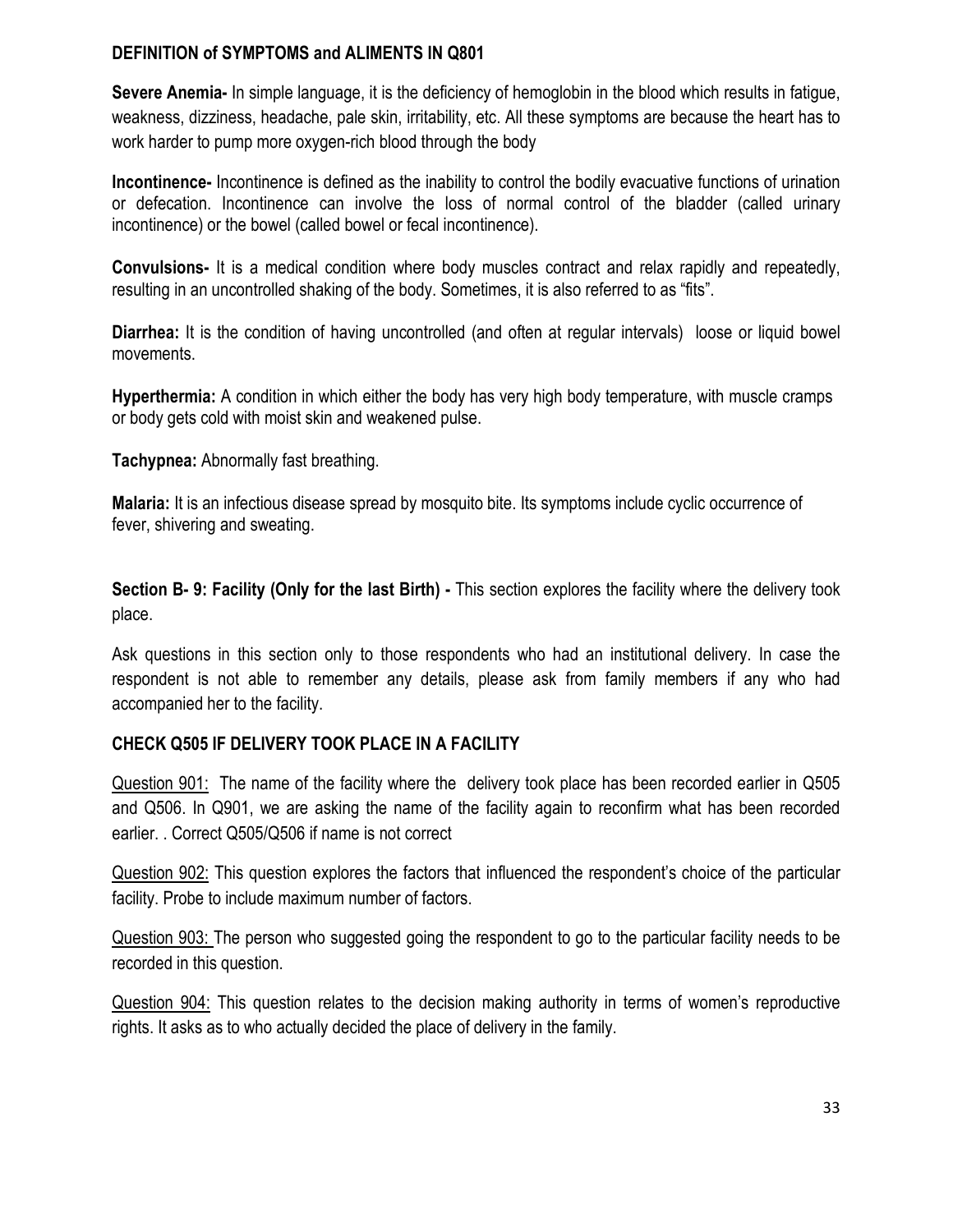### DEFINITION of SYMPTOMS and ALIMENTS IN Q801

**Severe Anemia-** In simple language, it is the deficiency of hemoglobin in the blood which results in fatigue, weakness, dizziness, headache, pale skin, irritability, etc. All these symptoms are because the heart has to work harder to pump more oxygen-rich blood through the body

**Incontinence-** Incontinence is defined as the inability to control the bodily evacuative functions of urination or defecation. Incontinence can involve the loss of normal control of the bladder (called urinary incontinence) or the bowel (called bowel or fecal incontinence).

**Convulsions-** It is a medical condition where body muscles contract and relax rapidly and repeatedly, resulting in an uncontrolled shaking of the body. Sometimes, it is also referred to as "fits".

**Diarrhea:** It is the condition of having uncontrolled (and often at regular intervals) loose or liquid bowel movements.

**Hyperthermia:** A condition in which either the body has very high body temperature, with muscle cramps or body gets cold with moist skin and weakened pulse.

**Tachypnea:** Abnormally fast breathing.

**Malaria:** It is an infectious disease spread by mosquito bite. Its symptoms include cyclic occurrence of fever, shivering and sweating.

**Section B- 9: Facility (Only for the last Birth) -** This section explores the facility where the delivery took place.

Ask questions in this section only to those respondents who had an institutional delivery. In case the respondent is not able to remember any details, please ask from family members if any who had accompanied her to the facility.

### CHECK Q505 IF DELIVERY TOOK PLACE IN A FACILITY

Question 901: The name of the facility where the delivery took place has been recorded earlier in Q505 and Q506. In Q901, we are asking the name of the facility again to reconfirm what has been recorded earlier. . Correct Q505/Q506 if name is not correct

Question 902: This question explores the factors that influenced the respondent's choice of the particular facility. Probe to include maximum number of factors.

Question 903: The person who suggested going the respondent to go to the particular facility needs to be recorded in this question.

Question 904: This question relates to the decision making authority in terms of women's reproductive rights. It asks as to who actually decided the place of delivery in the family.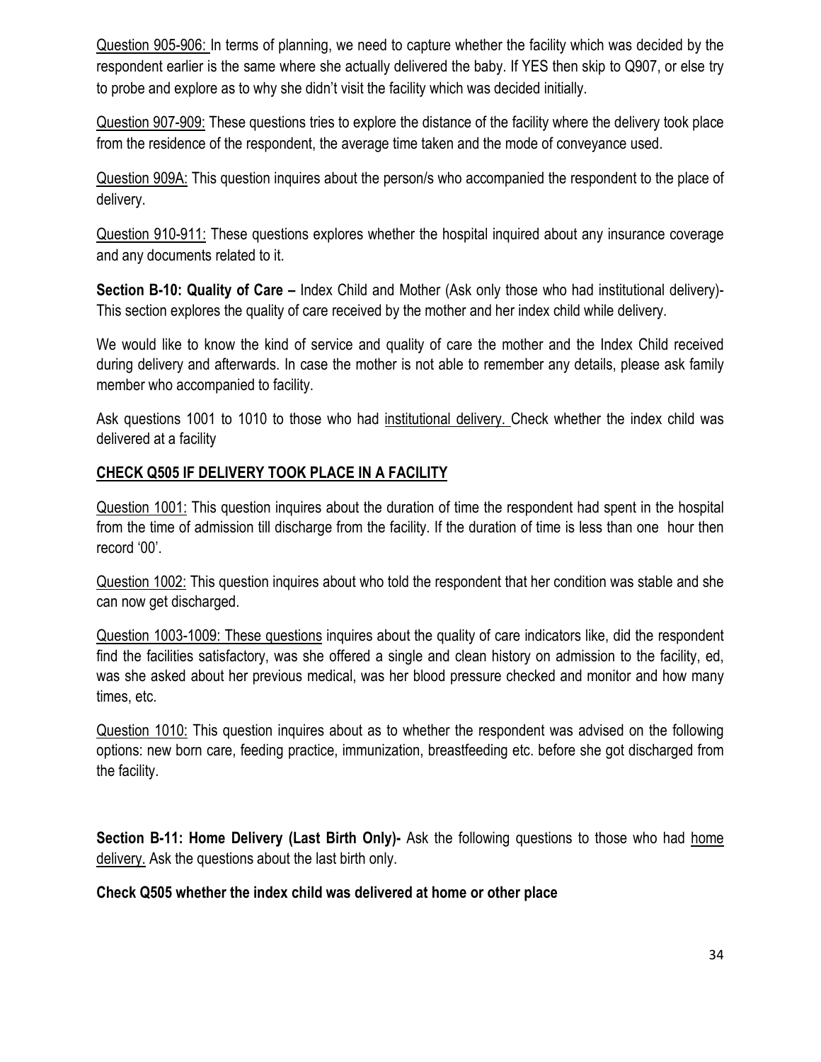Question 905-906: In terms of planning, we need to capture whether the facility which was decided by the respondent earlier is the same where she actually delivered the baby. If YES then skip to Q907, or else try to probe and explore as to why she didn't visit the facility which was decided initially.

Question 907-909: These questions tries to explore the distance of the facility where the delivery took place from the residence of the respondent, the average time taken and the mode of conveyance used.

Question 909A: This question inquires about the person/s who accompanied the respondent to the place of delivery.

Question 910-911: These questions explores whether the hospital inquired about any insurance coverage and any documents related to it.

**Section B-10: Quality of Care –** Index Child and Mother (Ask only those who had institutional delivery)- This section explores the quality of care received by the mother and her index child while delivery.

We would like to know the kind of service and quality of care the mother and the Index Child received during delivery and afterwards. In case the mother is not able to remember any details, please ask family member who accompanied to facility.

Ask questions 1001 to 1010 to those who had institutional delivery. Check whether the index child was delivered at a facility

**CHECK Q505 IF DELIVERY TOOK PLACE IN A FACILITY**

Question 1001: This question inquires about the duration of time the respondent had spent in the hospital from the time of admission till discharge from the facility. If the duration of time is less than one hour then record '00'.

Question 1002: This question inquires about who told the respondent that her condition was stable and she can now get discharged.

Question 1003-1009: These questions inquires about the quality of care indicators like, did the respondent find the facilities satisfactory, was she offered a single and clean history on admission to the facility, ed, was she asked about her previous medical, was her blood pressure checked and monitor and how many times, etc.

Question 1010: This question inquires about as to whether the respondent was advised on the following options: new born care, feeding practice, immunization, breastfeeding etc. before she got discharged from the facility.

**Section B-11: Home Delivery (Last Birth Only)-** Ask the following questions to those who had home delivery. Ask the questions about the last birth only.

**Check Q505 whether the index child was delivered at home or other place**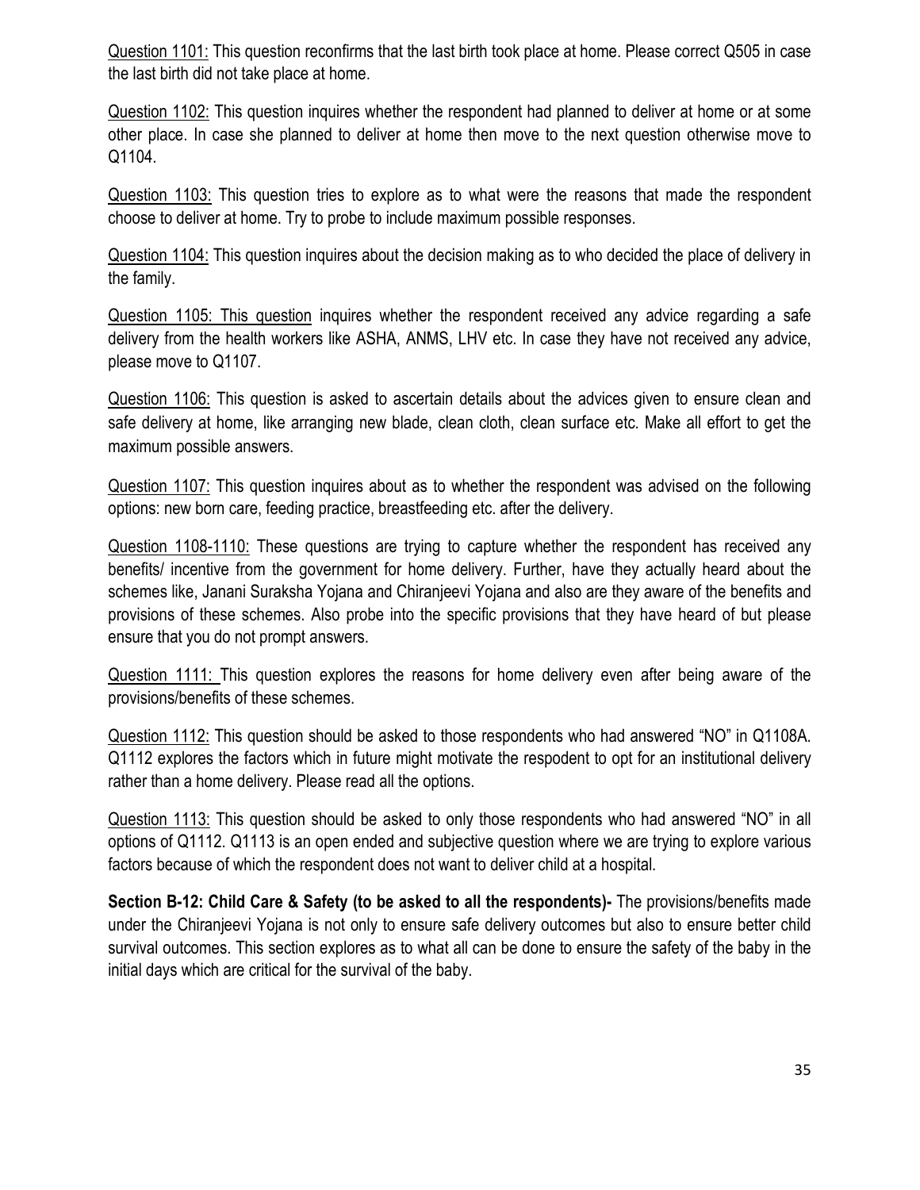Question 1101: This question reconfirms that the last birth took place at home. Please correct Q505 in case the last birth did not take place at home.

Question 1102: This question inquires whether the respondent had planned to deliver at home or at some other place. In case she planned to deliver at home then move to the next question otherwise move to Q1104.

Question 1103: This question tries to explore as to what were the reasons that made the respondent choose to deliver at home. Try to probe to include maximum possible responses.

Question 1104: This question inquires about the decision making as to who decided the place of delivery in the family.

Question 1105: This question inquires whether the respondent received any advice regarding a safe delivery from the health workers like ASHA, ANMS, LHV etc. In case they have not received any advice, please move to Q1107.

Question 1106: This question is asked to ascertain details about the advices given to ensure clean and safe delivery at home, like arranging new blade, clean cloth, clean surface etc. Make all effort to get the maximum possible answers.

Question 1107: This question inquires about as to whether the respondent was advised on the following options: new born care, feeding practice, breastfeeding etc. after the delivery.

Question 1108-1110: These questions are trying to capture whether the respondent has received any benefits/ incentive from the government for home delivery. Further, have they actually heard about the schemes like, Janani Suraksha Yojana and Chiranjeevi Yojana and also are they aware of the benefits and provisions of these schemes. Also probe into the specific provisions that they have heard of but please ensure that you do not prompt answers.

Question 1111: This question explores the reasons for home delivery even after being aware of the provisions/benefits of these schemes.

Question 1112: This question should be asked to those respondents who had answered "NO" in Q1108A. Q1112 explores the factors which in future might motivate the respodent to opt for an institutional delivery rather than a home delivery. Please read all the options.

Question 1113: This question should be asked to only those respondents who had answered "NO" in all options of Q1112. Q1113 is an open ended and subjective question where we are trying to explore various factors because of which the respondent does not want to deliver child at a hospital.

**Section B-12: Child Care & Safety (to be asked to all the respondents)-** The provisions/benefits made under the Chiranjeevi Yojana is not only to ensure safe delivery outcomes but also to ensure better child survival outcomes. This section explores as to what all can be done to ensure the safety of the baby in the initial days which are critical for the survival of the baby.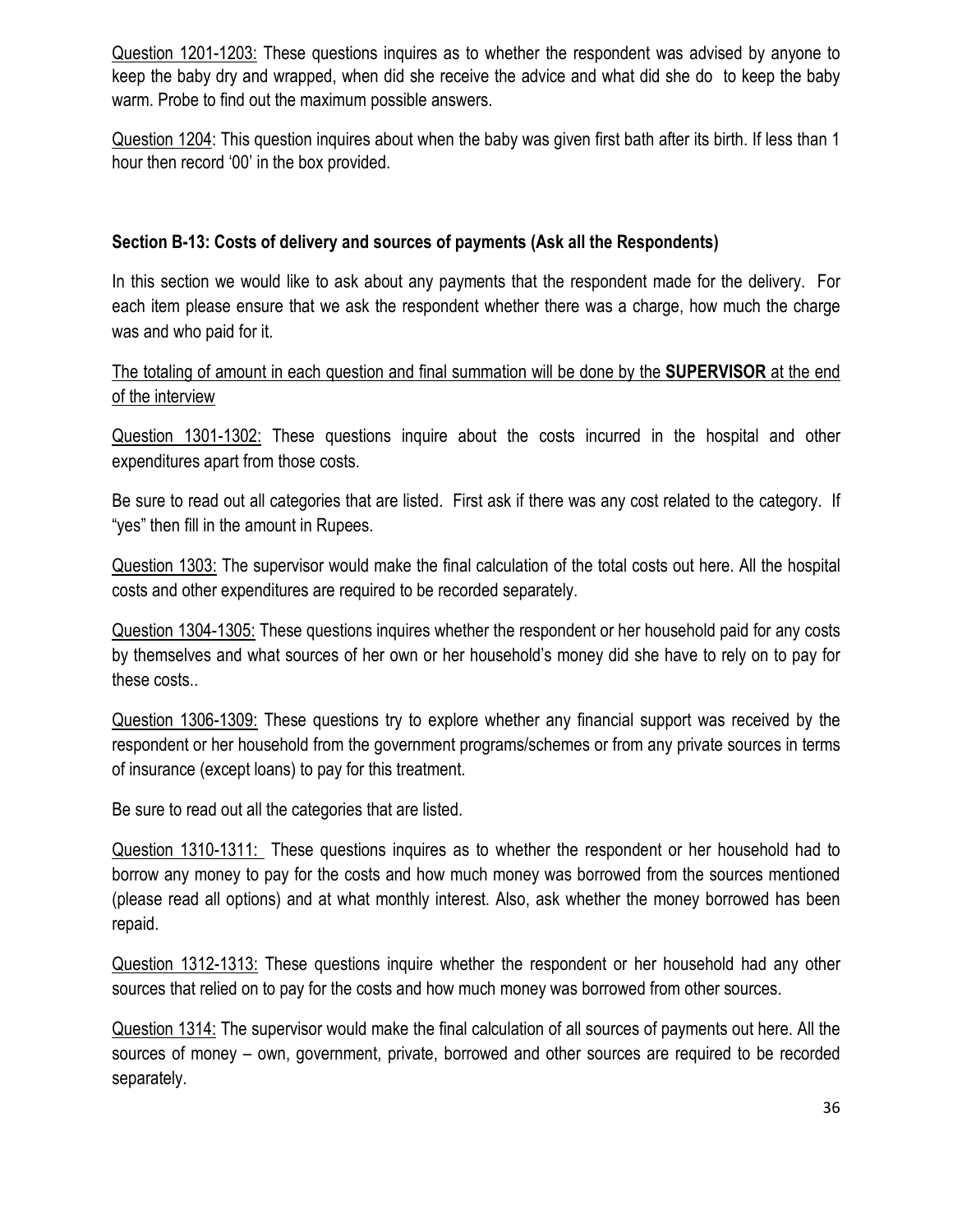<u>Question 1201-1203:</u> These questions inquires as to whether the respondent was advised by anyone to keep the baby dry and wrapped, when did she receive the advice and what did she do to keep the baby warm. Probe to find out the maximum possible answers.

<u>Question 1204</u>: This question inquires about when the baby was given first bath after its birth. If less than 1 hour then record '00' in the box provided.

**Section B-13: Costs of delivery and sources of payments (Ask all the Respondents)**

In this section we would like to ask about any payments that the respondent made for the delivery. For each item please ensure that we ask the respondent whether there was a charge, how much the charge was and who paid for it.

<u>The totaling of amount in each question and final summation will be done by the **SUPERVISOR** at the end of the interview</u>

<u>Question 1301-1302:</u> These questions inquire about the costs incurred in the hospital and other expenditures apart from those costs.

Be sure to read out all categories that are listed. First ask if there was any cost related to the category. If "yes" then fill in the amount in Rupees.

<u>Question 1303:</u> The supervisor would make the final calculation of the total costs out here. All the hospital costs and other expenditures are required to be recorded separately.

<u>Question 1304-1305:</u> These questions inquires whether the respondent or her household paid for any costs by themselves and what sources of her own or her household's money did she have to rely on to pay for these costs..

<u>Question 1306-1309:</u> These questions try to explore whether any financial support was received by the respondent or her household from the government programs/schemes or from any private sources in terms of insurance (except loans) to pay for this treatment.

Be sure to read out all the categories that are listed.

<u>Question 1310-1311:</u> These questions inquires as to whether the respondent or her household had to borrow any money to pay for the costs and how much money was borrowed from the sources mentioned (please read all options) and at what monthly interest. Also, ask whether the money borrowed has been repaid.

<u>Question 1312-1313:</u> These questions inquire whether the respondent or her household had any other sources that relied on to pay for the costs and how much money was borrowed from other sources.

<u>Question 1314:</u> The supervisor would make the final calculation of all sources of payments out here. All the sources of money – own, government, private, borrowed and other sources are required to be recorded separately.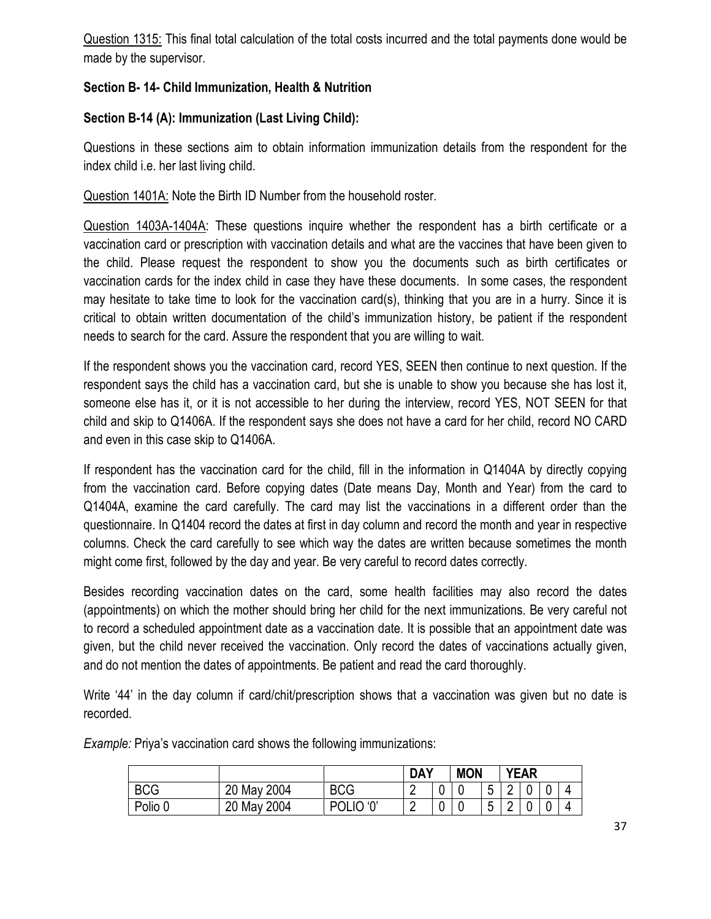Question 1315: This final total calculation of the total costs incurred and the total payments done would be made by the supervisor.

**Section B- 14- Child Immunization, Health & Nutrition**

**Section B-14 (A): Immunization (Last Living Child):**

Questions in these sections aim to obtain information immunization details from the respondent for the index child i.e. her last living child.

Question 1401A: Note the Birth ID Number from the household roster.

Question 1403A-1404A: These questions inquire whether the respondent has a birth certificate or a vaccination card or prescription with vaccination details and what are the vaccines that have been given to the child. Please request the respondent to show you the documents such as birth certificates or vaccination cards for the index child in case they have these documents. In some cases, the respondent may hesitate to take time to look for the vaccination card(s), thinking that you are in a hurry. Since it is critical to obtain written documentation of the child's immunization history, be patient if the respondent needs to search for the card. Assure the respondent that you are willing to wait.

If the respondent shows you the vaccination card, record YES, SEEN then continue to next question. If the respondent says the child has a vaccination card, but she is unable to show you because she has lost it, someone else has it, or it is not accessible to her during the interview, record YES, NOT SEEN for that child and skip to Q1406A. If the respondent says she does not have a card for her child, record NO CARD and even in this case skip to Q1406A.

If respondent has the vaccination card for the child, fill in the information in Q1404A by directly copying from the vaccination card. Before copying dates (Date means Day, Month and Year) from the card to Q1404A, examine the card carefully. The card may list the vaccinations in a different order than the questionnaire. In Q1404 record the dates at first in day column and record the month and year in respective columns. Check the card carefully to see which way the dates are written because sometimes the month might come first, followed by the day and year. Be very careful to record dates correctly.

Besides recording vaccination dates on the card, some health facilities may also record the dates (appointments) on which the mother should bring her child for the next immunizations. Be very careful not to record a scheduled appointment date as a vaccination date. It is possible that an appointment date was given, but the child never received the vaccination. Only record the dates of vaccinations actually given, and do not mention the dates of appointments. Be patient and read the card thoroughly.

Write '44' in the day column if card/chit/prescription shows that a vaccination was given but no date is recorded.

*Example:* Priya's vaccination card shows the following immunizations:

| | | | DAY | | MON | | YEAR | | | |
|---|---|---|---|---|---|---|---|---|---|---|
| BCG | 20 May 2004 | BCG | 2 | 0 | 0 | 5 | 2 | 0 | 0 | 4 |
| Polio 0 | 20 May 2004 | POLIO '0' | 2 | 0 | 0 | 5 | 2 | 0 | 0 | 4 |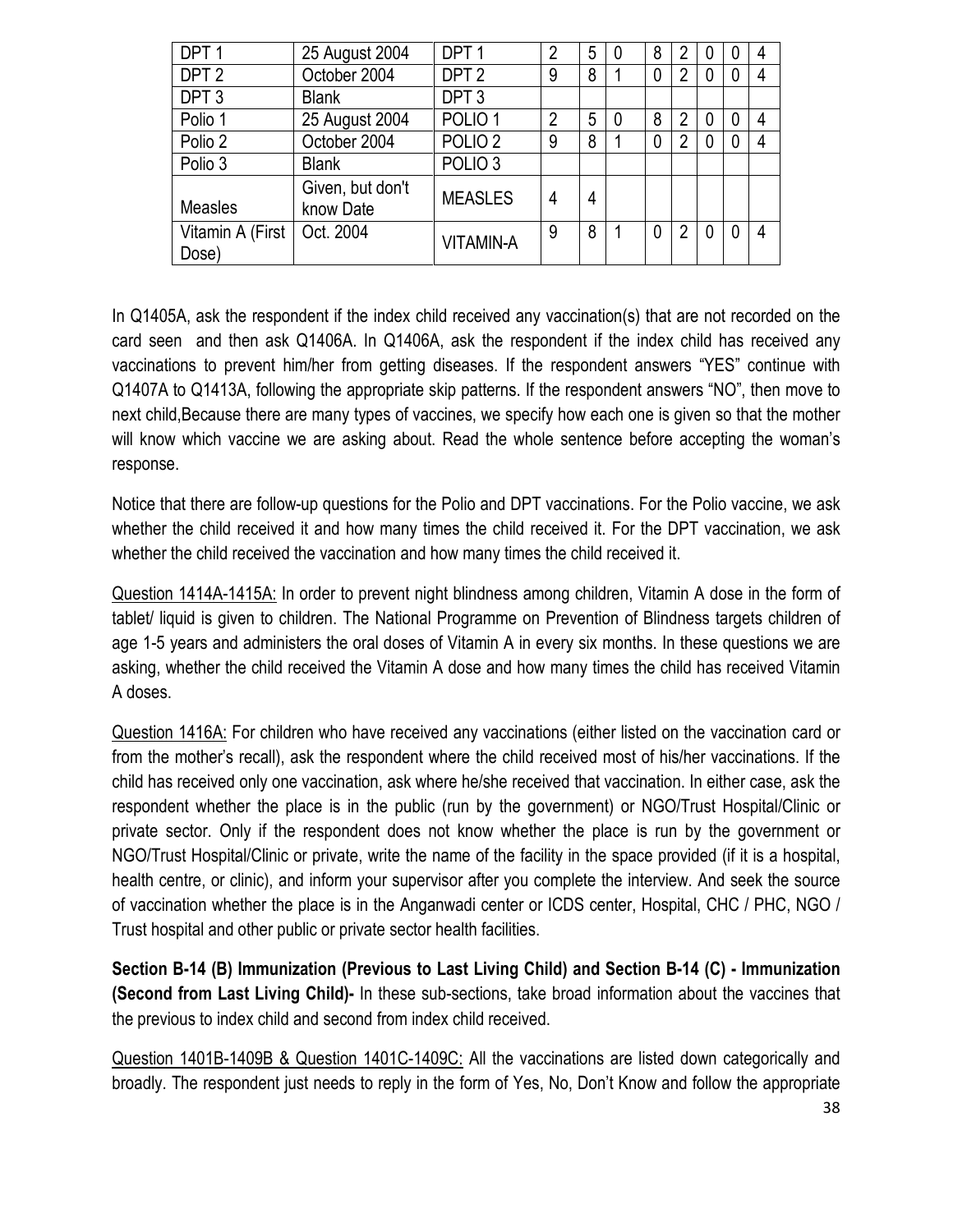| DPT 1 | 25 August 2004 | DPT 1 | 2 | 5 | 0 | 8 | 2 | 0 | 0 | 4 |
|---|---|---|---|---|---|---|---|---|---|---|
| DPT 2 | October 2004 | DPT 2 | 9 | 8 | 1 | 0 | 2 | 0 | 0 | 4 |
| DPT 3 | Blank | DPT 3 | | | | | | | | |
| Polio 1 | 25 August 2004 | POLIO 1 | 2 | 5 | 0 | 8 | 2 | 0 | 0 | 4 |
| Polio 2 | October 2004 | POLIO 2 | 9 | 8 | 1 | 0 | 2 | 0 | 0 | 4 |
| Polio 3 | Blank | POLIO 3 | | | | | | | | |
| Measles | Given, but don't know Date | MEASLES | 4 | 4 | | | | | | |
| Vitamin A (First Dose) | Oct. 2004 | VITAMIN-A | 9 | 8 | 1 | 0 | 2 | 0 | 0 | 4 |

In Q1405A, ask the respondent if the index child received any vaccination(s) that are not recorded on the card seen and then ask Q1406A. In Q1406A, ask the respondent if the index child has received any vaccinations to prevent him/her from getting diseases. If the respondent answers "YES" continue with Q1407A to Q1413A, following the appropriate skip patterns. If the respondent answers "NO", then move to next child,Because there are many types of vaccines, we specify how each one is given so that the mother will know which vaccine we are asking about. Read the whole sentence before accepting the woman's response.

Notice that there are follow-up questions for the Polio and DPT vaccinations. For the Polio vaccine, we ask whether the child received it and how many times the child received it. For the DPT vaccination, we ask whether the child received the vaccination and how many times the child received it.

Question 1414A-1415A: In order to prevent night blindness among children, Vitamin A dose in the form of tablet/ liquid is given to children. The National Programme on Prevention of Blindness targets children of age 1-5 years and administers the oral doses of Vitamin A in every six months. In these questions we are asking, whether the child received the Vitamin A dose and how many times the child has received Vitamin A doses.

Question 1416A: For children who have received any vaccinations (either listed on the vaccination card or from the mother's recall), ask the respondent where the child received most of his/her vaccinations. If the child has received only one vaccination, ask where he/she received that vaccination. In either case, ask the respondent whether the place is in the public (run by the government) or NGO/Trust Hospital/Clinic or private sector. Only if the respondent does not know whether the place is run by the government or NGO/Trust Hospital/Clinic or private, write the name of the facility in the space provided (if it is a hospital, health centre, or clinic), and inform your supervisor after you complete the interview. And seek the source of vaccination whether the place is in the Anganwadi center or ICDS center, Hospital, CHC / PHC, NGO / Trust hospital and other public or private sector health facilities.

**Section B-14 (B) Immunization (Previous to Last Living Child) and Section B-14 (C) - Immunization (Second from Last Living Child)-** In these sub-sections, take broad information about the vaccines that the previous to index child and second from index child received.

Question 1401B-1409B & Question 1401C-1409C: All the vaccinations are listed down categorically and broadly. The respondent just needs to reply in the form of Yes, No, Don't Know and follow the appropriate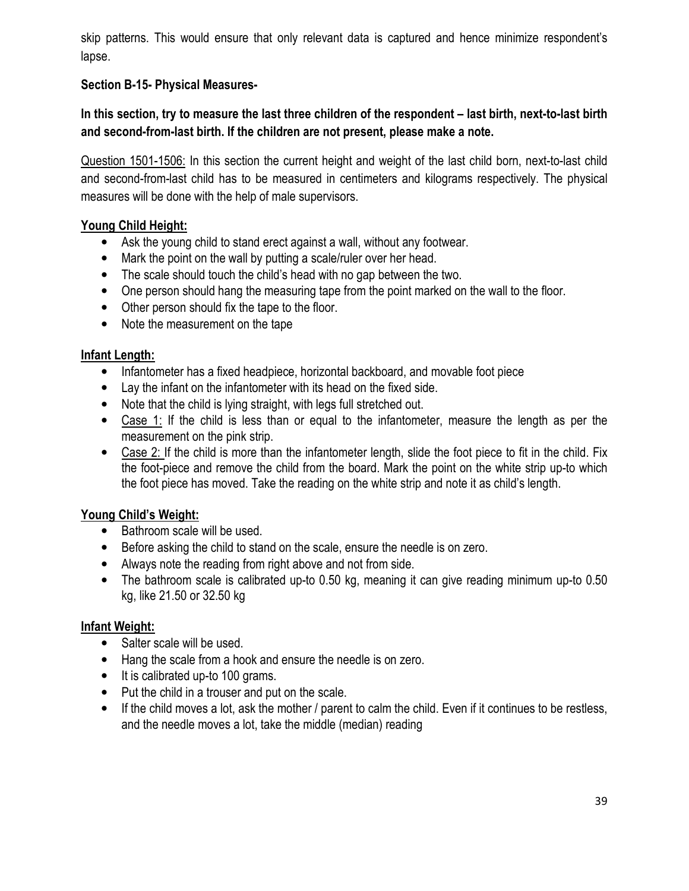skip patterns. This would ensure that only relevant data is captured and hence minimize respondent's lapse.

### Section B-15- Physical Measures-

**In this section, try to measure the last three children of the respondent – last birth, next-to-last birth and second-from-last birth. If the children are not present, please make a note.**

Question 1501-1506: In this section the current height and weight of the last child born, next-to-last child and second-from-last child has to be measured in centimeters and kilograms respectively. The physical measures will be done with the help of male supervisors.

**Young Child Height:**

- Ask the young child to stand erect against a wall, without any footwear.
- Mark the point on the wall by putting a scale/ruler over her head.
- The scale should touch the child's head with no gap between the two.
- One person should hang the measuring tape from the point marked on the wall to the floor.
- Other person should fix the tape to the floor.
- Note the measurement on the tape

**Infant Length:**

- Infantometer has a fixed headpiece, horizontal backboard, and movable foot piece
- Lay the infant on the infantometer with its head on the fixed side.
- Note that the child is lying straight, with legs full stretched out.
- Case 1: If the child is less than or equal to the infantometer, measure the length as per the measurement on the pink strip.
- Case 2: If the child is more than the infantometer length, slide the foot piece to fit in the child. Fix the foot-piece and remove the child from the board. Mark the point on the white strip up-to which the foot piece has moved. Take the reading on the white strip and note it as child's length.

**Young Child's Weight:**

- Bathroom scale will be used.
- Before asking the child to stand on the scale, ensure the needle is on zero.
- Always note the reading from right above and not from side.
- The bathroom scale is calibrated up-to 0.50 kg, meaning it can give reading minimum up-to 0.50 kg, like 21.50 or 32.50 kg

**Infant Weight:**

- Salter scale will be used.
- Hang the scale from a hook and ensure the needle is on zero.
- It is calibrated up-to 100 grams.
- Put the child in a trouser and put on the scale.
- If the child moves a lot, ask the mother / parent to calm the child. Even if it continues to be restless, and the needle moves a lot, take the middle (median) reading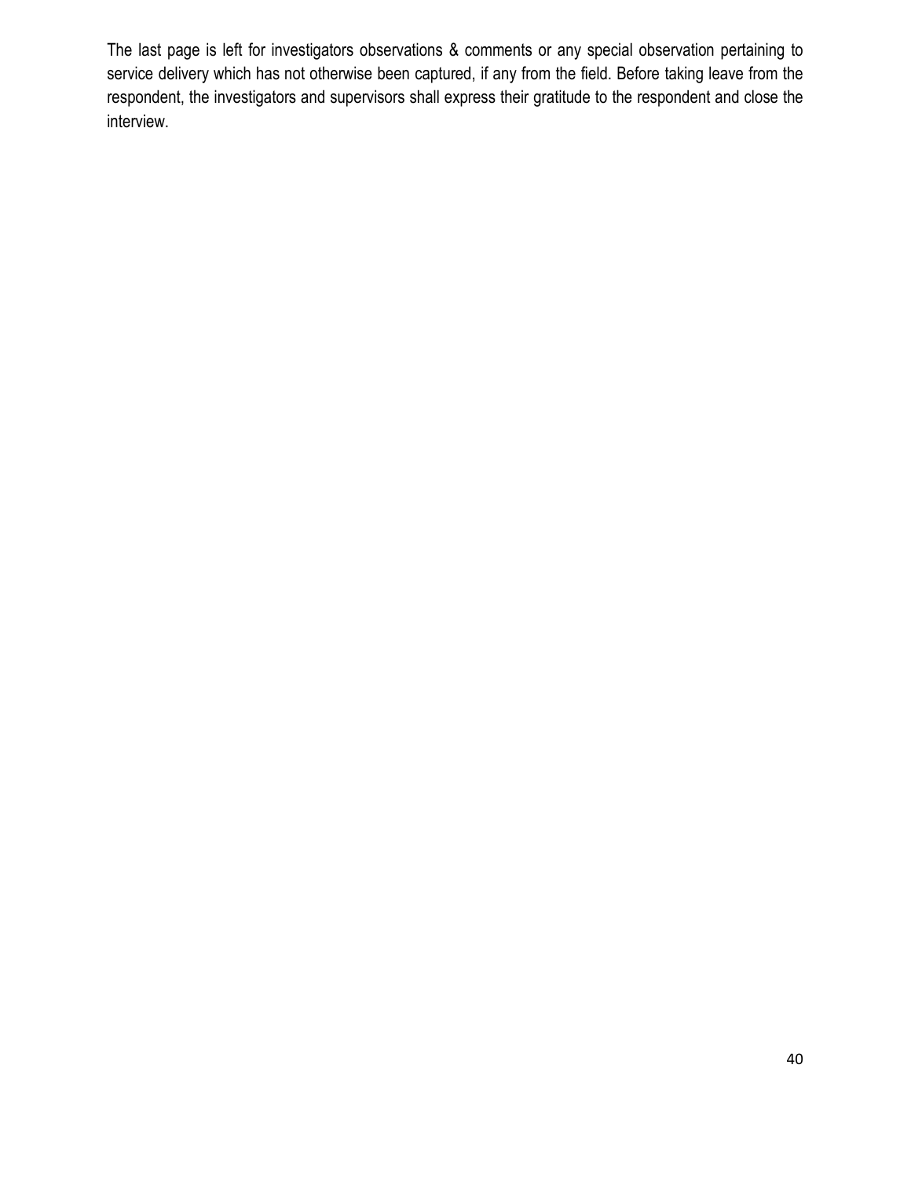The last page is left for investigators observations & comments or any special observation pertaining to service delivery which has not otherwise been captured, if any from the field. Before taking leave from the respondent, the investigators and supervisors shall express their gratitude to the respondent and close the interview.